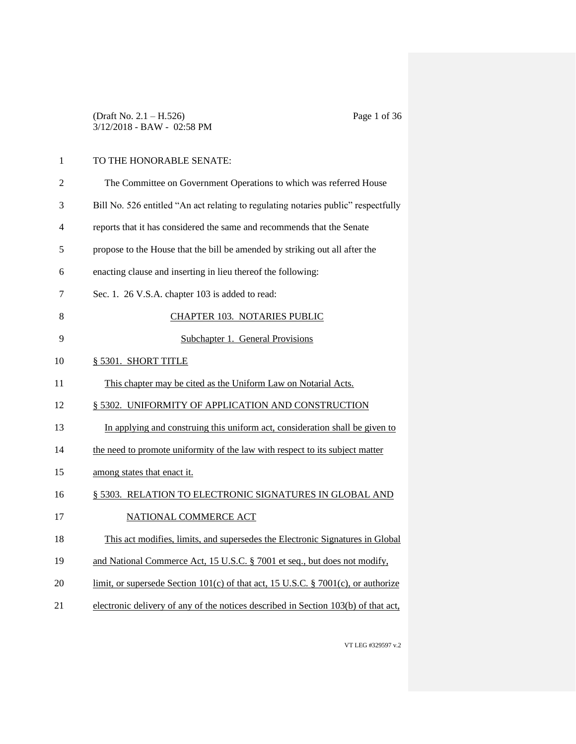TO THE HONORABLE SENATE:

The Committee on Government Operations to which was referred House Bill No. 526 entitled "An act relating to regulating notaries public" respectfully reports that it has considered the same and recommends that the Senate propose to the House that the bill be amended by striking out all after the enacting clause and inserting in lieu thereof the following:

Sec. 1. 26 V.S.A. chapter 103 is added to read:

CHAPTER 103. NOTARIES PUBLIC

Subchapter 1. General Provisions

§ 5301. SHORT TITLE

This chapter may be cited as the Uniform Law on Notarial Acts.

§ 5302. UNIFORMITY OF APPLICATION AND CONSTRUCTION

In applying and construing this uniform act, consideration shall be given to the need to promote uniformity of the law with respect to its subject matter among states that enact it.

§ 5303. RELATION TO ELECTRONIC SIGNATURES IN GLOBAL AND NATIONAL COMMERCE ACT

This act modifies, limits, and supersedes the Electronic Signatures in Global and National Commerce Act, 15 U.S.C. § 7001 et seq., but does not modify, limit, or supersede Section 101(c) of that act, 15 U.S.C. § 7001(c), or authorize electronic delivery of any of the notices described in Section 103(b) of that act,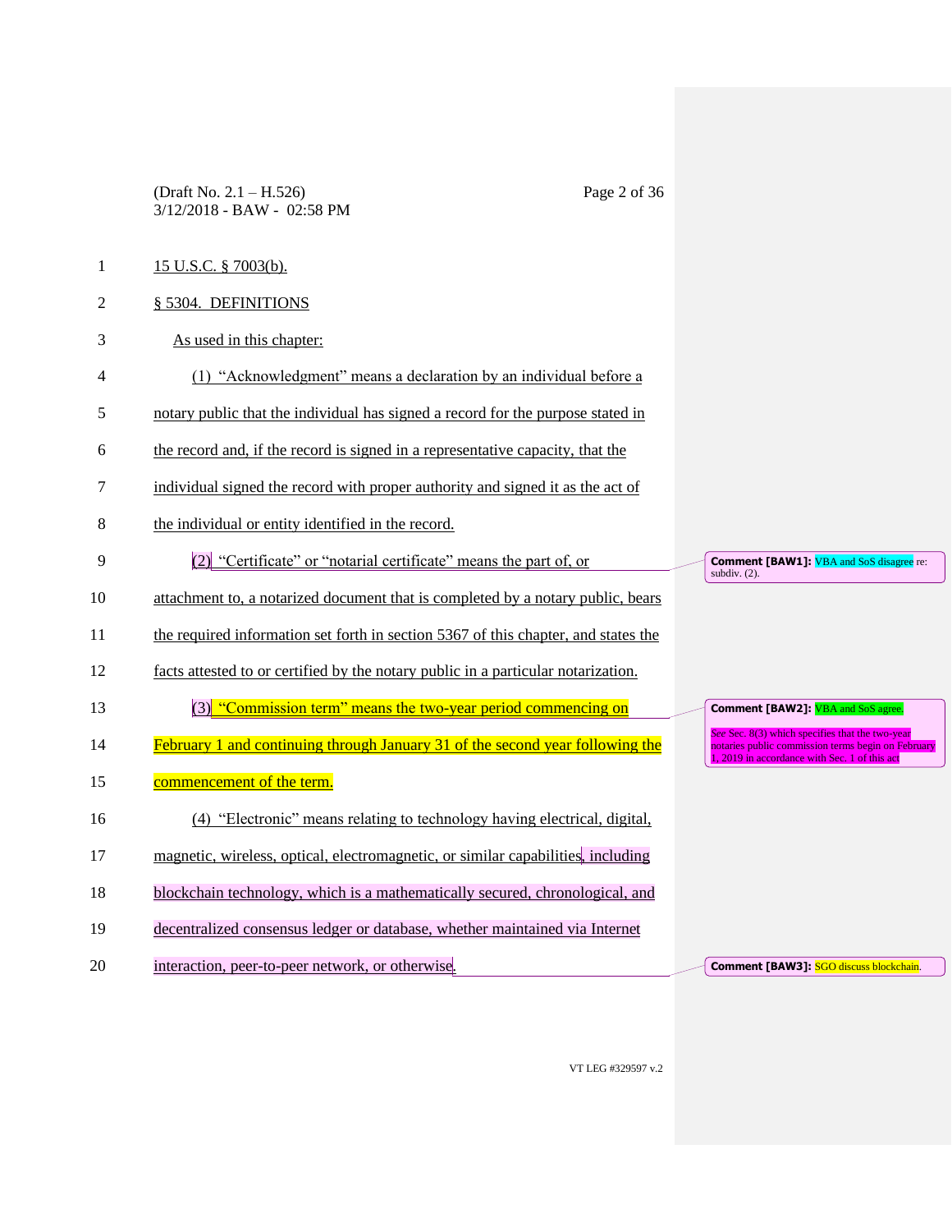15 U.S.C. § 7003(b).

§ 5304. DEFINITIONS

As used in this chapter:

(1) "Acknowledgment" means a declaration by an individual before a notary public that the individual has signed a record for the purpose stated in the record and, if the record is signed in a representative capacity, that the individual signed the record with proper authority and signed it as the act of the individual or entity identified in the record.

(2) "Certificate" or "notarial certificate" means the part of, or attachment to, a notarized document that is completed by a notary public, bears the required information set forth in section 5367 of this chapter, and states the facts attested to or certified by the notary public in a particular notarization.

(3) "Commission term" means the two-year period commencing on February 1 and continuing through January 31 of the second year following the commencement of the term.

(4) "Electronic" means relating to technology having electrical, digital, magnetic, wireless, optical, electromagnetic, or similar capabilities, including blockchain technology, which is a mathematically secured, chronological, and decentralized consensus ledger or database, whether maintained via Internet interaction, peer-to-peer network, or otherwise.

**Comment [BAW1]:** VBA and SoS disagree re: subdiv. (2).

**Comment [BAW2]:** VBA and SoS agree.

See Sec. 8(3) which specifies that the two-year notaries public commission terms begin on February 1, 2019 in accordance with Sec. 1 of this act

**Comment [BAW3]:** SGO discuss blockchain.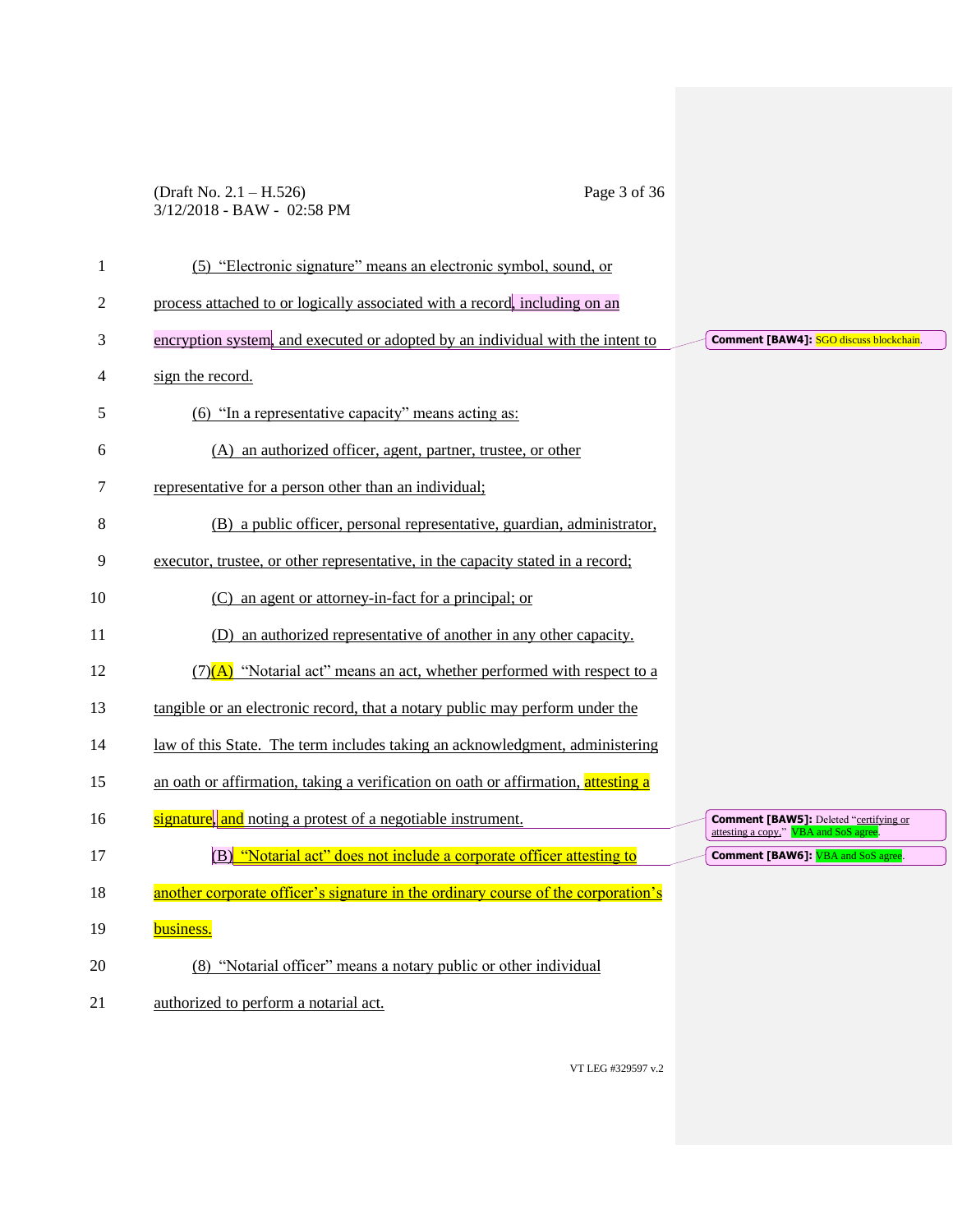(5) "Electronic signature" means an electronic symbol, sound, or process attached to or logically associated with a record, including on an encryption system, and executed or adopted by an individual with the intent to sign the record.

(6) "In a representative capacity" means acting as:

(A) an authorized officer, agent, partner, trustee, or other representative for a person other than an individual;

(B) a public officer, personal representative, guardian, administrator, executor, trustee, or other representative, in the capacity stated in a record;

(C) an agent or attorney-in-fact for a principal; or

(D) an authorized representative of another in any other capacity.

(7)(A) "Notarial act" means an act, whether performed with respect to a tangible or an electronic record, that a notary public may perform under the law of this State. The term includes taking an acknowledgment, administering an oath or affirmation, taking a verification on oath or affirmation, attesting a signature, and noting a protest of a negotiable instrument.

(B) "Notarial act" does not include a corporate officer attesting to another corporate officer's signature in the ordinary course of the corporation's business.

(8) "Notarial officer" means a notary public or other individual authorized to perform a notarial act.

**Comment [BAW4]:** SGO discuss blockchain.

**Comment [BAW5]:** Deleted "certifying or attesting a copy," VBA and SoS agree.

**Comment [BAW6]:** VBA and SoS agree.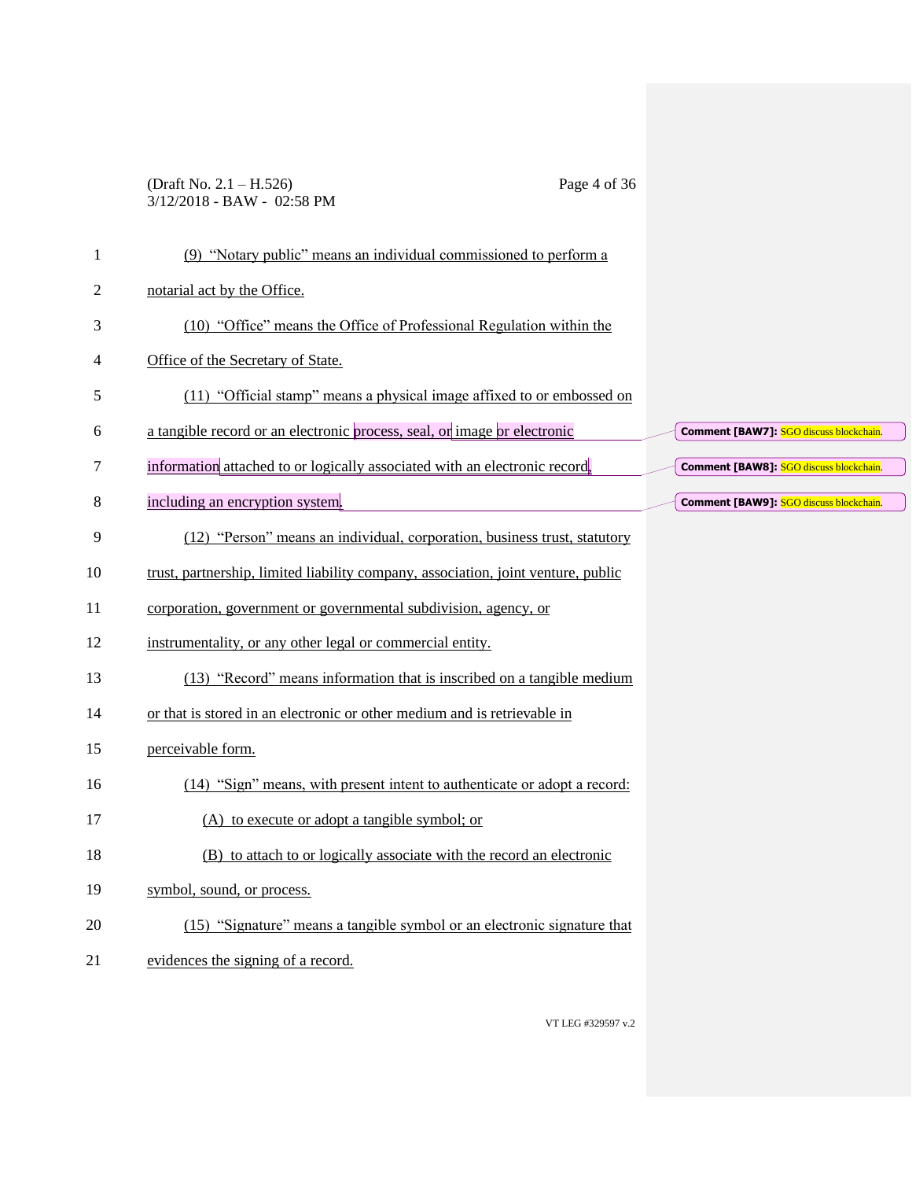(9) "Notary public" means an individual commissioned to perform a notarial act by the Office.

(10) "Office" means the Office of Professional Regulation within the Office of the Secretary of State.

(11) "Official stamp" means a physical image affixed to or embossed on a tangible record or an electronic process, seal, or image or electronic information attached to or logically associated with an electronic record, including an encryption system.

(12) "Person" means an individual, corporation, business trust, statutory trust, partnership, limited liability company, association, joint venture, public corporation, government or governmental subdivision, agency, or instrumentality, or any other legal or commercial entity.

(13) "Record" means information that is inscribed on a tangible medium or that is stored in an electronic or other medium and is retrievable in perceivable form.

(14) "Sign" means, with present intent to authenticate or adopt a record:

(A) to execute or adopt a tangible symbol; or

(B) to attach to or logically associate with the record an electronic symbol, sound, or process.

(15) "Signature" means a tangible symbol or an electronic signature that evidences the signing of a record.

**Comment [BAW7]:** SGO discuss blockchain.

**Comment [BAW8]:** SGO discuss blockchain.

**Comment [BAW9]:** SGO discuss blockchain.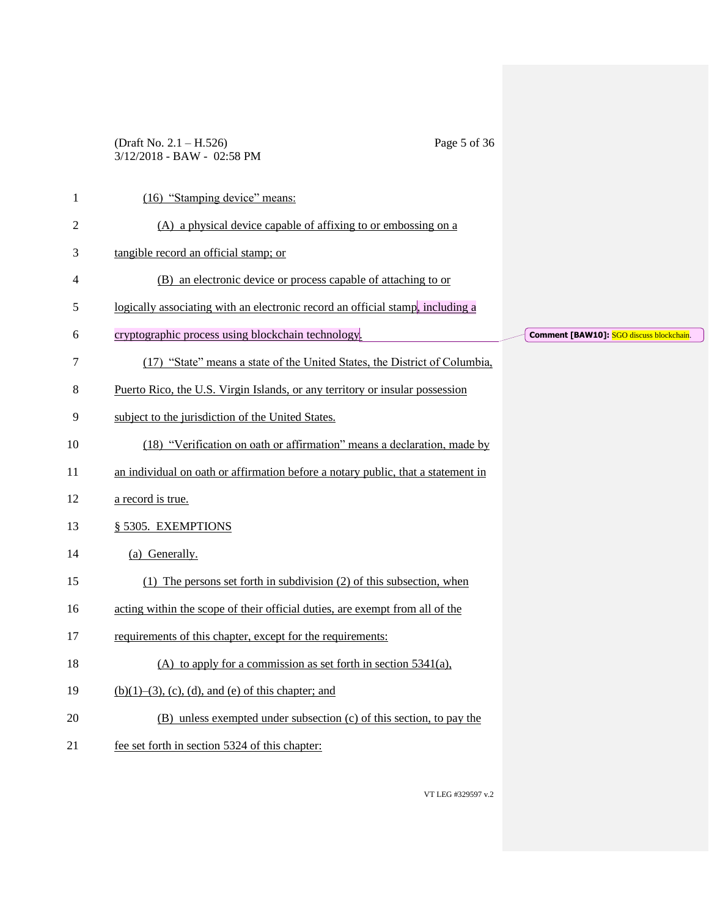(16) "Stamping device" means:

(A) a physical device capable of affixing to or embossing on a tangible record an official stamp; or

(B) an electronic device or process capable of attaching to or logically associating with an electronic record an official stamp, including a cryptographic process using blockchain technology.

**Comment [BAW10]:** SGO discuss blockchain.

(17) "State" means a state of the United States, the District of Columbia, Puerto Rico, the U.S. Virgin Islands, or any territory or insular possession subject to the jurisdiction of the United States.

(18) "Verification on oath or affirmation" means a declaration, made by an individual on oath or affirmation before a notary public, that a statement in a record is true.

§ 5305. EXEMPTIONS

(a) Generally.

(1) The persons set forth in subdivision (2) of this subsection, when acting within the scope of their official duties, are exempt from all of the requirements of this chapter, except for the requirements:

(A) to apply for a commission as set forth in section 5341(a), (b)(1)–(3), (c), (d), and (e) of this chapter; and

(B) unless exempted under subsection (c) of this section, to pay the fee set forth in section 5324 of this chapter: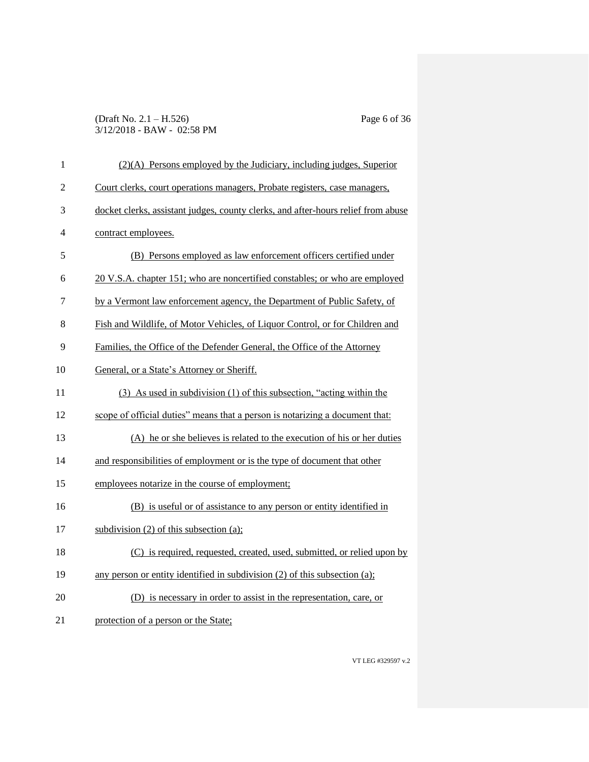(2)(A) Persons employed by the Judiciary, including judges, Superior Court clerks, court operations managers, Probate registers, case managers, docket clerks, assistant judges, county clerks, and after-hours relief from abuse contract employees.

(B) Persons employed as law enforcement officers certified under 20 V.S.A. chapter 151; who are noncertified constables; or who are employed by a Vermont law enforcement agency, the Department of Public Safety, of Fish and Wildlife, of Motor Vehicles, of Liquor Control, or for Children and Families, the Office of the Defender General, the Office of the Attorney General, or a State's Attorney or Sheriff.

(3) As used in subdivision (1) of this subsection, "acting within the scope of official duties" means that a person is notarizing a document that:

(A) he or she believes is related to the execution of his or her duties and responsibilities of employment or is the type of document that other employees notarize in the course of employment;

(B) is useful or of assistance to any person or entity identified in subdivision (2) of this subsection (a);

(C) is required, requested, created, used, submitted, or relied upon by any person or entity identified in subdivision (2) of this subsection (a);

(D) is necessary in order to assist in the representation, care, or protection of a person or the State;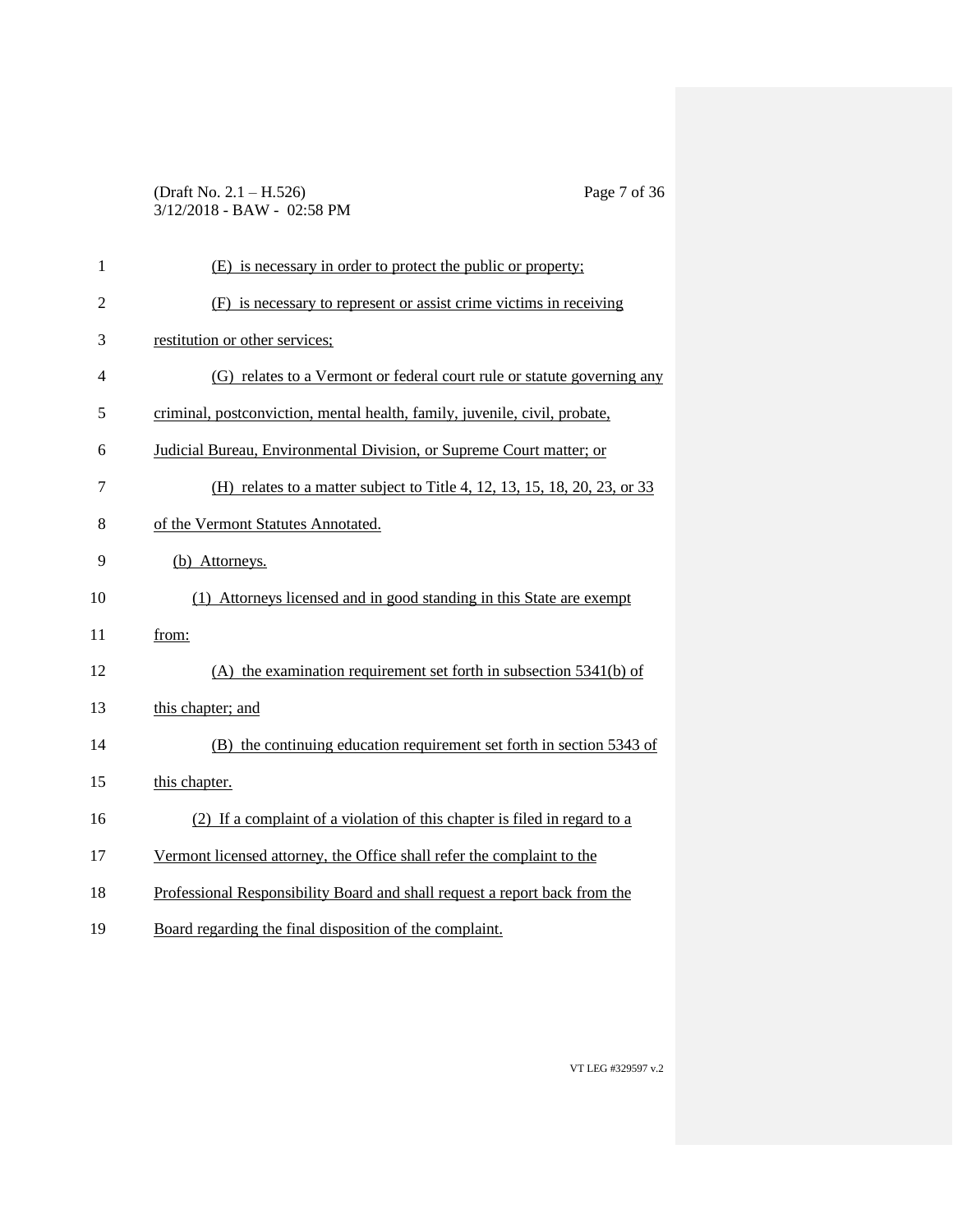(E) is necessary in order to protect the public or property;

(F) is necessary to represent or assist crime victims in receiving restitution or other services;

(G) relates to a Vermont or federal court rule or statute governing any criminal, postconviction, mental health, family, juvenile, civil, probate, Judicial Bureau, Environmental Division, or Supreme Court matter; or

(H) relates to a matter subject to Title 4, 12, 13, 15, 18, 20, 23, or 33 of the Vermont Statutes Annotated.

(b) Attorneys.

(1) Attorneys licensed and in good standing in this State are exempt from:

(A) the examination requirement set forth in subsection 5341(b) of this chapter; and

(B) the continuing education requirement set forth in section 5343 of this chapter.

(2) If a complaint of a violation of this chapter is filed in regard to a Vermont licensed attorney, the Office shall refer the complaint to the Professional Responsibility Board and shall request a report back from the Board regarding the final disposition of the complaint.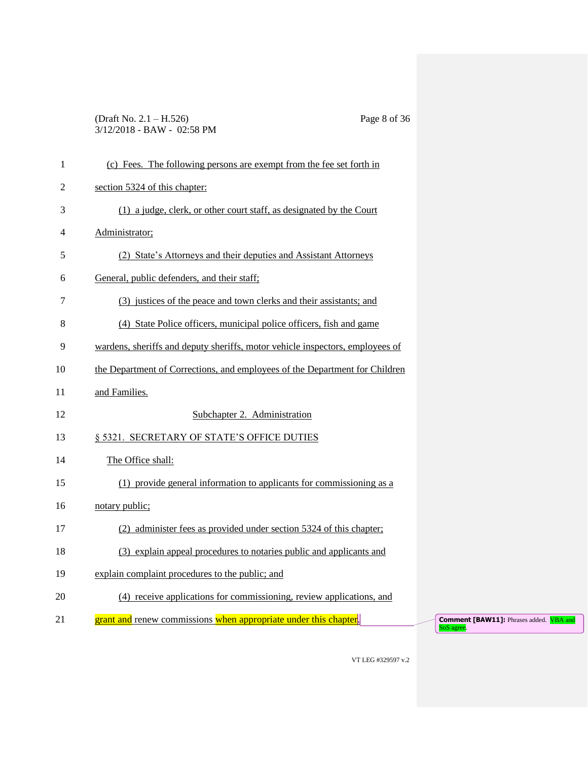(c) Fees. The following persons are exempt from the fee set forth in section 5324 of this chapter:

(1) a judge, clerk, or other court staff, as designated by the Court Administrator;

(2) State's Attorneys and their deputies and Assistant Attorneys General, public defenders, and their staff;

(3) justices of the peace and town clerks and their assistants; and

(4) State Police officers, municipal police officers, fish and game wardens, sheriffs and deputy sheriffs, motor vehicle inspectors, employees of the Department of Corrections, and employees of the Department for Children and Families.

## Subchapter 2. Administration

### § 5321. SECRETARY OF STATE'S OFFICE DUTIES

The Office shall:

(1) provide general information to applicants for commissioning as a notary public;

(2) administer fees as provided under section 5324 of this chapter;

(3) explain appeal procedures to notaries public and applicants and explain complaint procedures to the public; and

(4) receive applications for commissioning, review applications, and grant and renew commissions when appropriate under this chapter.

Comment [BAW11]: Phrases added. VBA and SoS agree.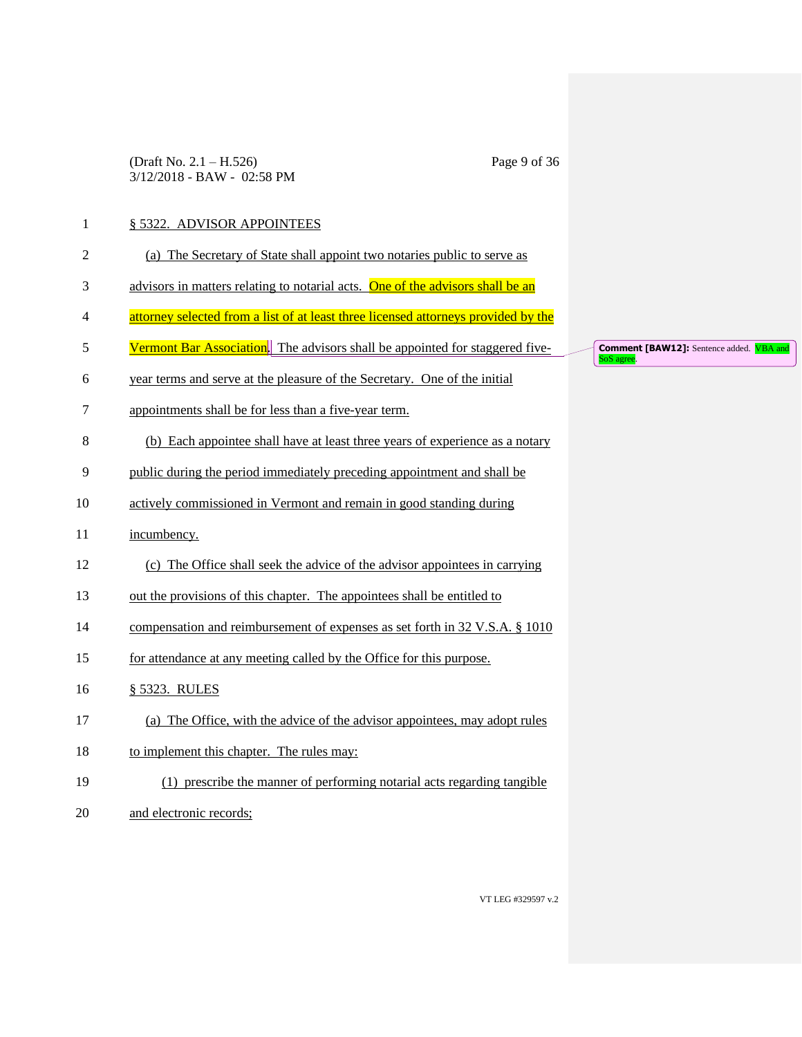§ 5322. ADVISOR APPOINTEES

(a) The Secretary of State shall appoint two notaries public to serve as advisors in matters relating to notarial acts. One of the advisors shall be an attorney selected from a list of at least three licensed attorneys provided by the Vermont Bar Association. The advisors shall be appointed for staggered five-year terms and serve at the pleasure of the Secretary. One of the initial appointments shall be for less than a five-year term.

**Comment [BAW12]:** Sentence added. VBA and SoS agree.

(b) Each appointee shall have at least three years of experience as a notary public during the period immediately preceding appointment and shall be actively commissioned in Vermont and remain in good standing during incumbency.

(c) The Office shall seek the advice of the advisor appointees in carrying out the provisions of this chapter. The appointees shall be entitled to compensation and reimbursement of expenses as set forth in 32 V.S.A. § 1010 for attendance at any meeting called by the Office for this purpose.

§ 5323. RULES

(a) The Office, with the advice of the advisor appointees, may adopt rules to implement this chapter. The rules may:

(1) prescribe the manner of performing notarial acts regarding tangible and electronic records;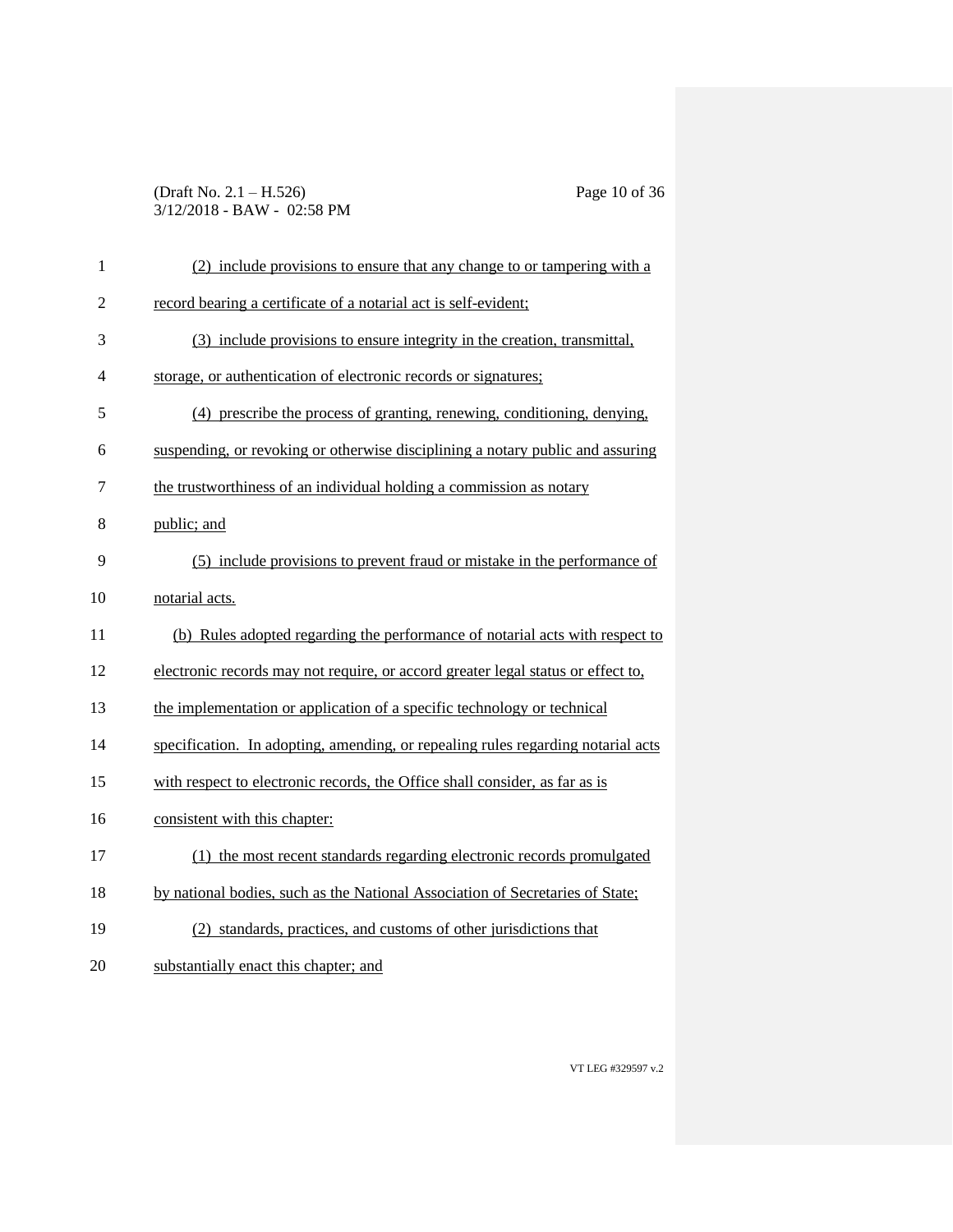(2) include provisions to ensure that any change to or tampering with a record bearing a certificate of a notarial act is self-evident;

(3) include provisions to ensure integrity in the creation, transmittal, storage, or authentication of electronic records or signatures;

(4) prescribe the process of granting, renewing, conditioning, denying, suspending, or revoking or otherwise disciplining a notary public and assuring the trustworthiness of an individual holding a commission as notary public; and

(5) include provisions to prevent fraud or mistake in the performance of notarial acts.

(b) Rules adopted regarding the performance of notarial acts with respect to electronic records may not require, or accord greater legal status or effect to, the implementation or application of a specific technology or technical specification. In adopting, amending, or repealing rules regarding notarial acts with respect to electronic records, the Office shall consider, as far as is consistent with this chapter:

(1) the most recent standards regarding electronic records promulgated by national bodies, such as the National Association of Secretaries of State;

(2) standards, practices, and customs of other jurisdictions that substantially enact this chapter; and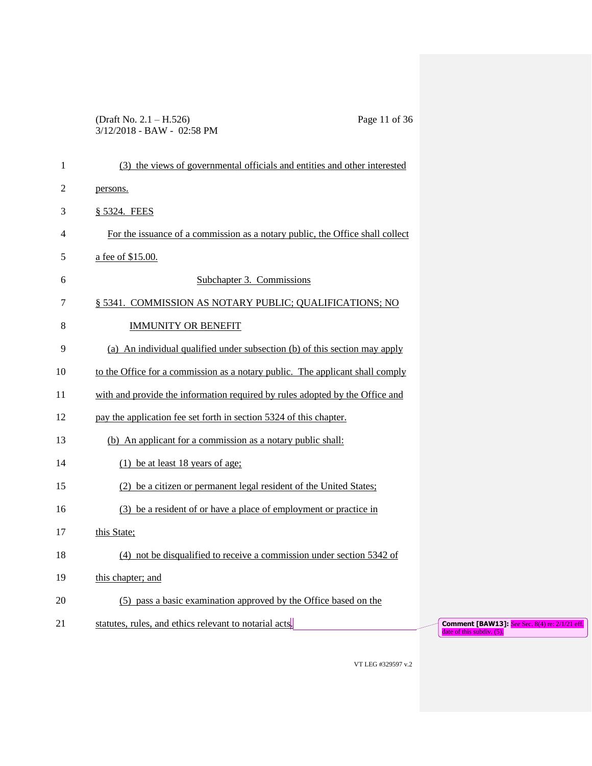(3) the views of governmental officials and entities and other interested persons.

§ 5324. FEES

For the issuance of a commission as a notary public, the Office shall collect a fee of $15.00.

Subchapter 3. Commissions

§ 5341. COMMISSION AS NOTARY PUBLIC; QUALIFICATIONS; NO IMMUNITY OR BENEFIT

(a) An individual qualified under subsection (b) of this section may apply to the Office for a commission as a notary public. The applicant shall comply with and provide the information required by rules adopted by the Office and pay the application fee set forth in section 5324 of this chapter.

(b) An applicant for a commission as a notary public shall:

(1) be at least 18 years of age;

(2) be a citizen or permanent legal resident of the United States;

(3) be a resident of or have a place of employment or practice in this State;

(4) not be disqualified to receive a commission under section 5342 of this chapter; and

(5) pass a basic examination approved by the Office based on the statutes, rules, and ethics relevant to notarial acts.

**Comment [BAW13]:** *See* Sec. 8(4) re: 2/1/21 eff. date of this subdiv. (5).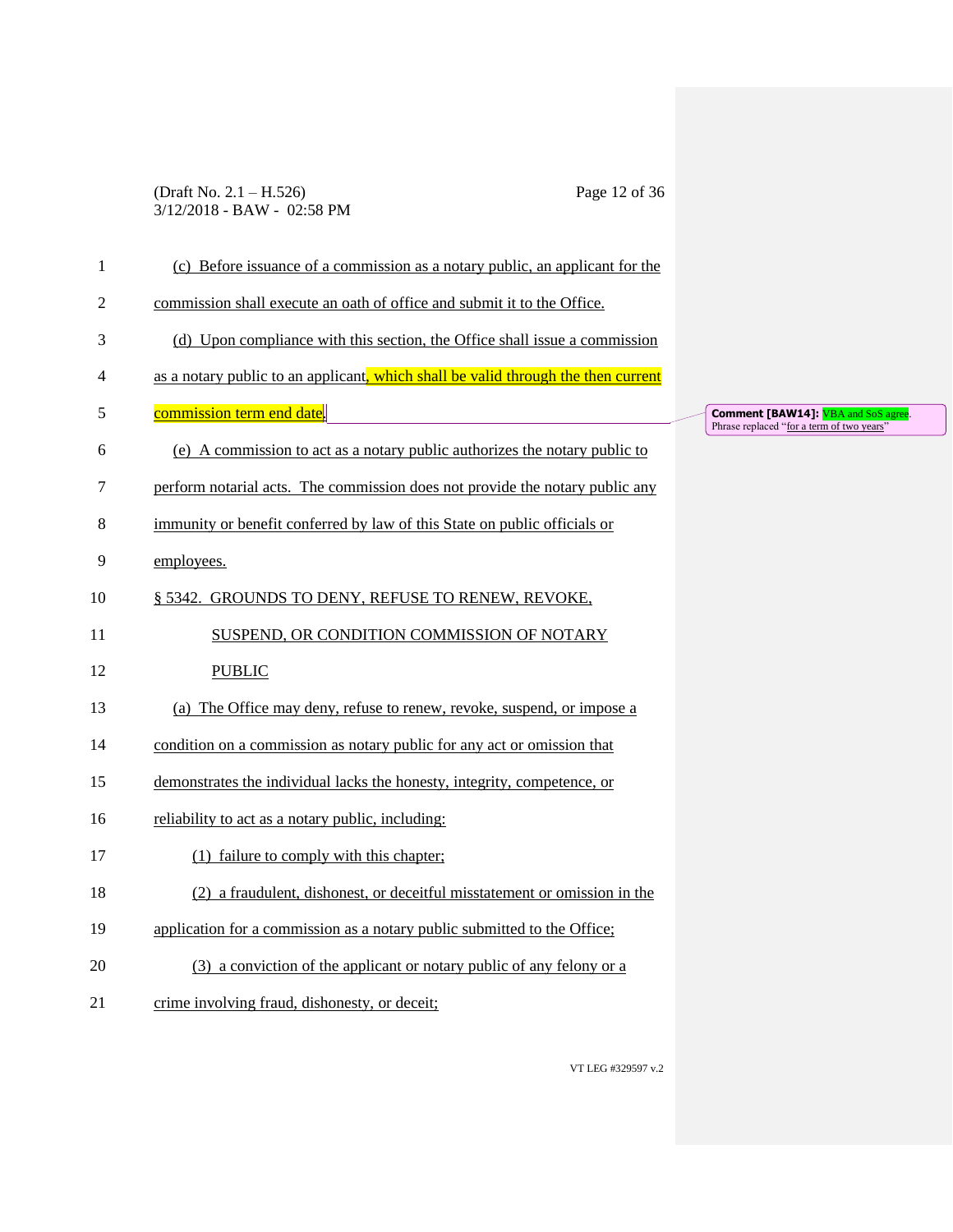(c) Before issuance of a commission as a notary public, an applicant for the commission shall execute an oath of office and submit it to the Office.

(d) Upon compliance with this section, the Office shall issue a commission as a notary public to an applicant, which shall be valid through the then current commission term end date.

**Comment [BAW14]:** VBA and SoS agree. Phrase replaced "for a term of two years"

(e) A commission to act as a notary public authorizes the notary public to perform notarial acts. The commission does not provide the notary public any immunity or benefit conferred by law of this State on public officials or employees.

§ 5342. GROUNDS TO DENY, REFUSE TO RENEW, REVOKE, SUSPEND, OR CONDITION COMMISSION OF NOTARY PUBLIC

(a) The Office may deny, refuse to renew, revoke, suspend, or impose a condition on a commission as notary public for any act or omission that demonstrates the individual lacks the honesty, integrity, competence, or reliability to act as a notary public, including:

(1) failure to comply with this chapter;

(2) a fraudulent, dishonest, or deceitful misstatement or omission in the application for a commission as a notary public submitted to the Office;

(3) a conviction of the applicant or notary public of any felony or a crime involving fraud, dishonesty, or deceit;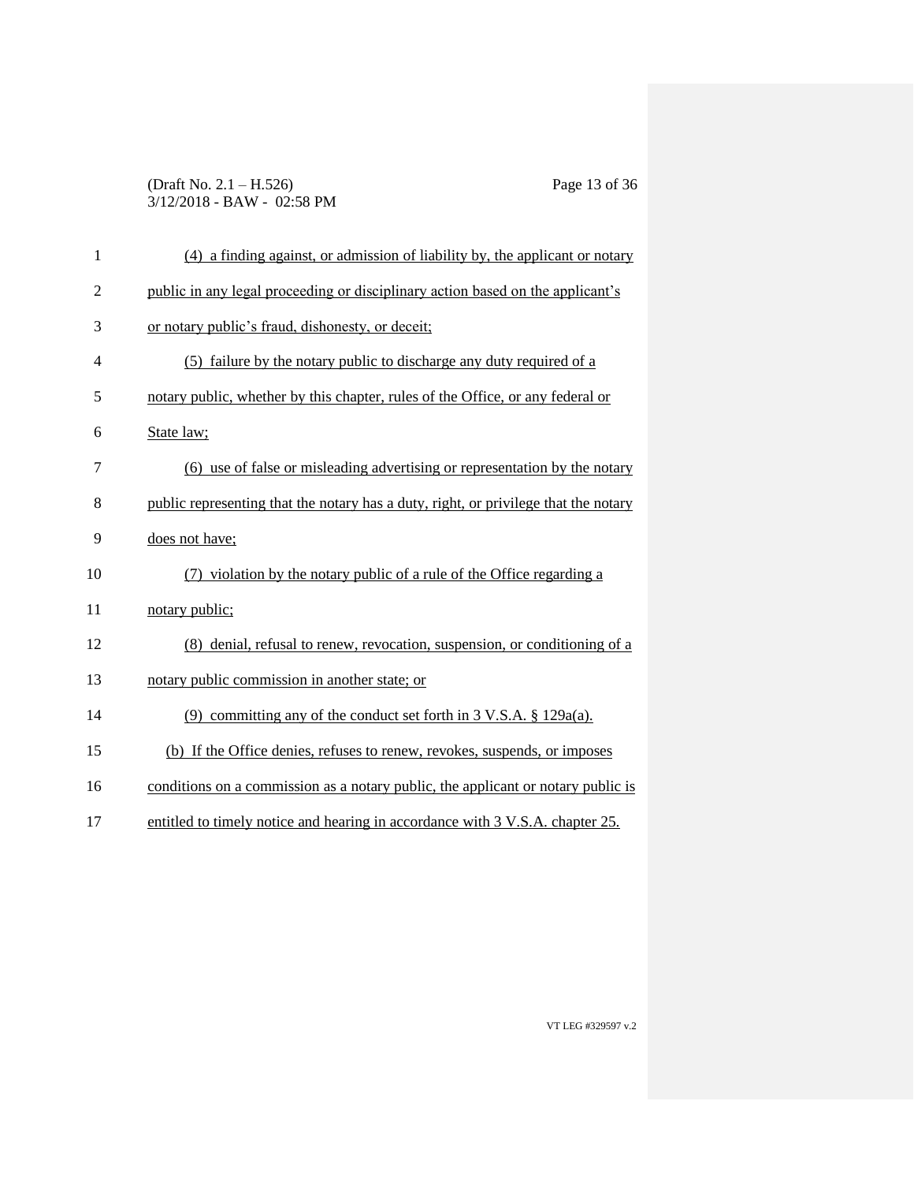(4) a finding against, or admission of liability by, the applicant or notary public in any legal proceeding or disciplinary action based on the applicant's or notary public's fraud, dishonesty, or deceit;

(5) failure by the notary public to discharge any duty required of a notary public, whether by this chapter, rules of the Office, or any federal or State law;

(6) use of false or misleading advertising or representation by the notary public representing that the notary has a duty, right, or privilege that the notary does not have;

(7) violation by the notary public of a rule of the Office regarding a notary public;

(8) denial, refusal to renew, revocation, suspension, or conditioning of a notary public commission in another state; or

(9) committing any of the conduct set forth in 3 V.S.A. § 129a(a).

(b) If the Office denies, refuses to renew, revokes, suspends, or imposes conditions on a commission as a notary public, the applicant or notary public is entitled to timely notice and hearing in accordance with 3 V.S.A. chapter 25.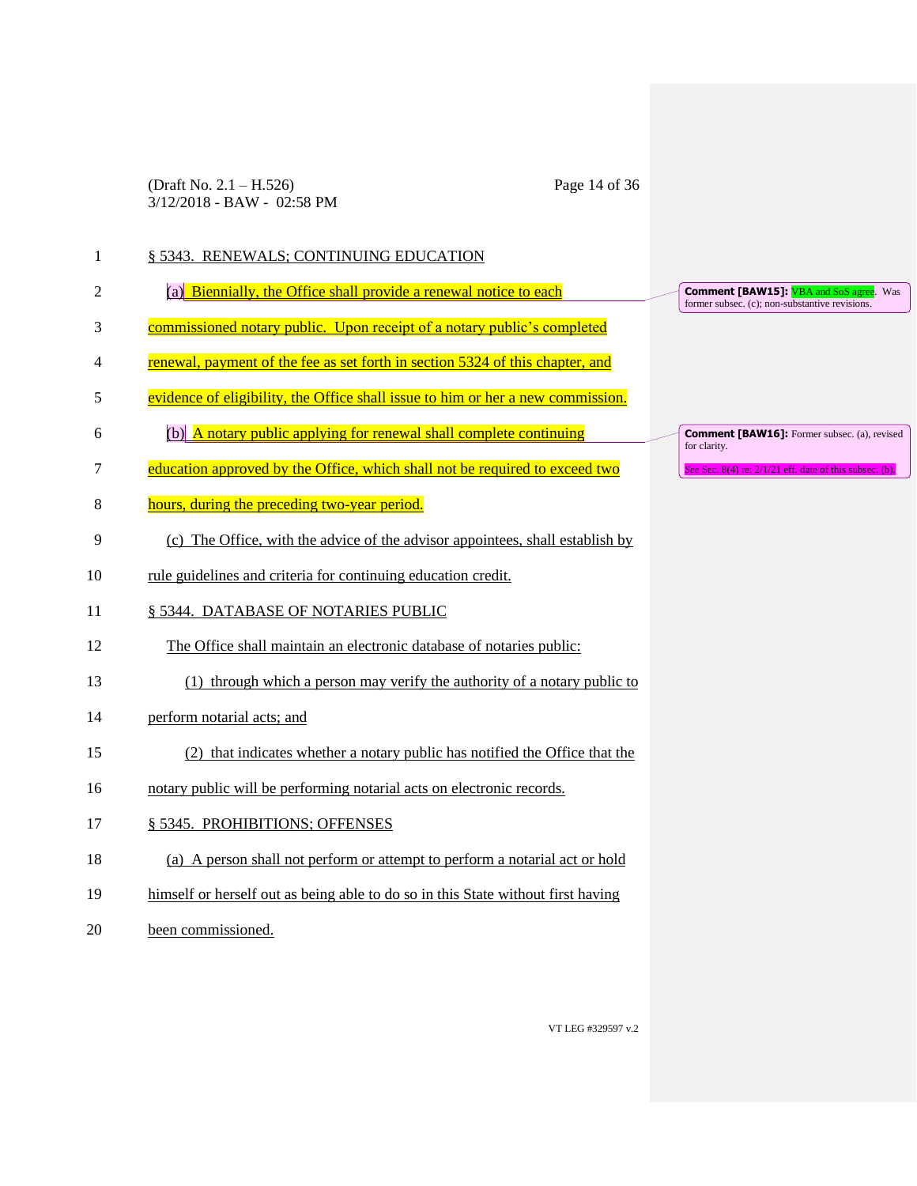§ 5343. RENEWALS; CONTINUING EDUCATION

(a) Biennially, the Office shall provide a renewal notice to each commissioned notary public. Upon receipt of a notary public's completed renewal, payment of the fee as set forth in section 5324 of this chapter, and evidence of eligibility, the Office shall issue to him or her a new commission.

(b) A notary public applying for renewal shall complete continuing education approved by the Office, which shall not be required to exceed two hours, during the preceding two-year period.

(c) The Office, with the advice of the advisor appointees, shall establish by rule guidelines and criteria for continuing education credit.

§ 5344. DATABASE OF NOTARIES PUBLIC

The Office shall maintain an electronic database of notaries public:

(1) through which a person may verify the authority of a notary public to perform notarial acts; and

(2) that indicates whether a notary public has notified the Office that the notary public will be performing notarial acts on electronic records.

§ 5345. PROHIBITIONS; OFFENSES

(a) A person shall not perform or attempt to perform a notarial act or hold himself or herself out as being able to do so in this State without first having been commissioned.

**Comment [BAW15]:** VBA and SoS agree. Was former subsec. (c); non-substantive revisions.

**Comment [BAW16]:** Former subsec. (a), revised for clarity.

*See* Sec. 8(4) re: 2/1/21 eff. date of this subsec. (b).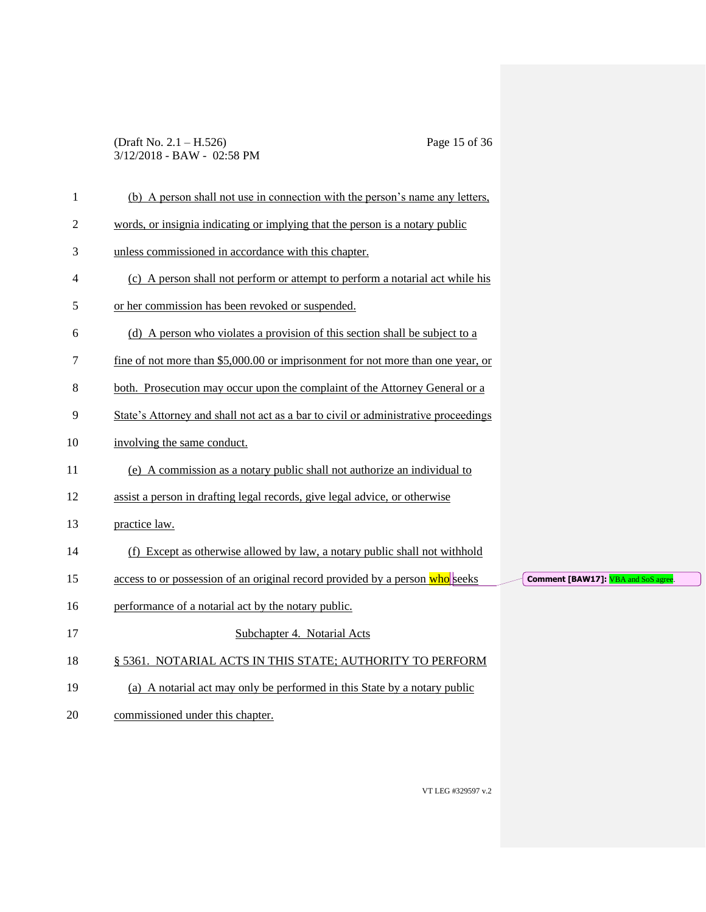(b) A person shall not use in connection with the person's name any letters, words, or insignia indicating or implying that the person is a notary public unless commissioned in accordance with this chapter.

(c) A person shall not perform or attempt to perform a notarial act while his or her commission has been revoked or suspended.

(d) A person who violates a provision of this section shall be subject to a fine of not more than $5,000.00 or imprisonment for not more than one year, or both. Prosecution may occur upon the complaint of the Attorney General or a State's Attorney and shall not act as a bar to civil or administrative proceedings involving the same conduct.

(e) A commission as a notary public shall not authorize an individual to assist a person in drafting legal records, give legal advice, or otherwise practice law.

(f) Except as otherwise allowed by law, a notary public shall not withhold access to or possession of an original record provided by a person who seeks performance of a notarial act by the notary public.

**Comment [BAW17]:** VBA and SoS agree.

## Subchapter 4. Notarial Acts

### § 5361. NOTARIAL ACTS IN THIS STATE; AUTHORITY TO PERFORM

(a) A notarial act may only be performed in this State by a notary public commissioned under this chapter.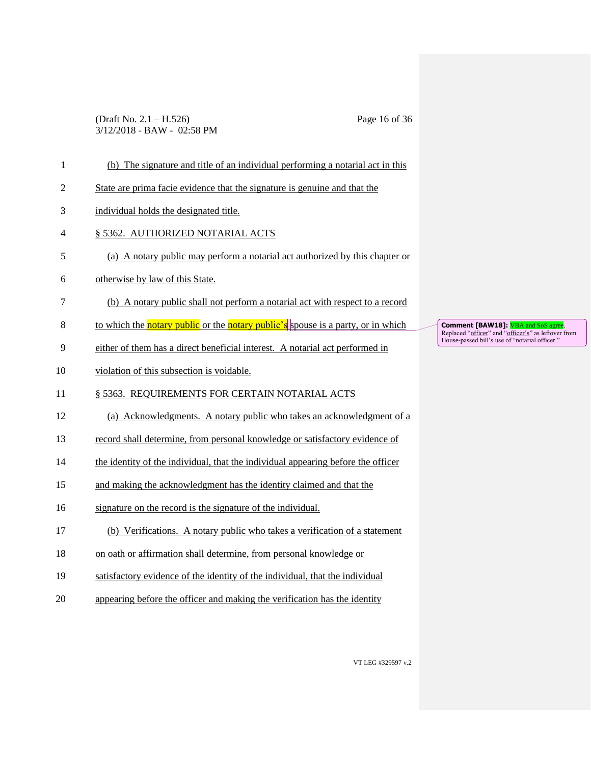(b) The signature and title of an individual performing a notarial act in this State are prima facie evidence that the signature is genuine and that the individual holds the designated title.

§ 5362. AUTHORIZED NOTARIAL ACTS

(a) A notary public may perform a notarial act authorized by this chapter or otherwise by law of this State.

(b) A notary public shall not perform a notarial act with respect to a record to which the notary public or the notary public's spouse is a party, or in which either of them has a direct beneficial interest. A notarial act performed in violation of this subsection is voidable.

**Comment [BAW18]:** VBA and SoS agree. Replaced "officer" and "officer's" as leftover from House-passed bill's use of "notarial officer."

§ 5363. REQUIREMENTS FOR CERTAIN NOTARIAL ACTS

(a) Acknowledgments. A notary public who takes an acknowledgment of a record shall determine, from personal knowledge or satisfactory evidence of the identity of the individual, that the individual appearing before the officer and making the acknowledgment has the identity claimed and that the signature on the record is the signature of the individual.

(b) Verifications. A notary public who takes a verification of a statement on oath or affirmation shall determine, from personal knowledge or satisfactory evidence of the identity of the individual, that the individual appearing before the officer and making the verification has the identity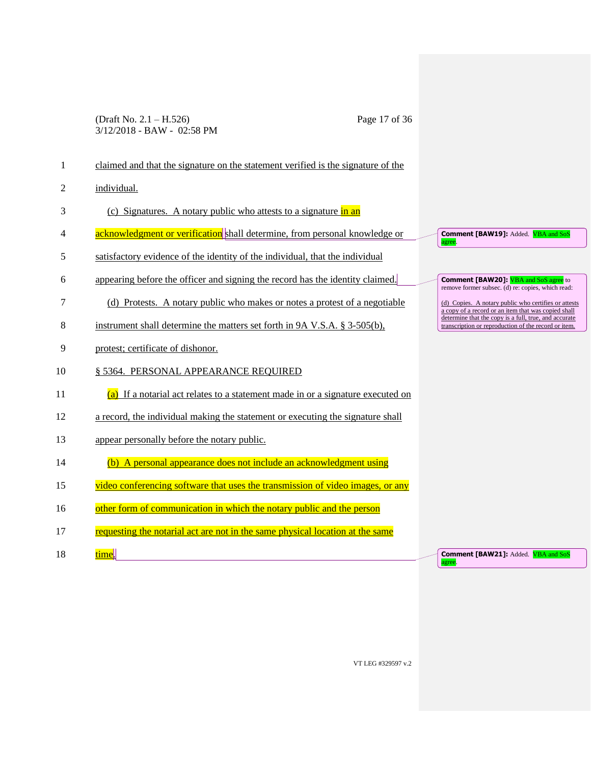claimed and that the signature on the statement verified is the signature of the individual.

(c) Signatures. A notary public who attests to a signature in an acknowledgment or verification shall determine, from personal knowledge or satisfactory evidence of the identity of the individual, that the individual appearing before the officer and signing the record has the identity claimed.

(d) Protests. A notary public who makes or notes a protest of a negotiable instrument shall determine the matters set forth in 9A V.S.A. § 3-505(b), protest; certificate of dishonor.

§ 5364. PERSONAL APPEARANCE REQUIRED

(a) If a notarial act relates to a statement made in or a signature executed on a record, the individual making the statement or executing the signature shall appear personally before the notary public.

(b) A personal appearance does not include an acknowledgment using video conferencing software that uses the transmission of video images, or any other form of communication in which the notary public and the person requesting the notarial act are not in the same physical location at the same time.

**Comment [BAW19]:** Added. VBA and SoS agree.

**Comment [BAW20]:** VBA and SoS agree to remove former subsec. (d) re: copies, which read:

(d) Copies. A notary public who certifies or attests a copy of a record or an item that was copied shall determine that the copy is a full, true, and accurate transcription or reproduction of the record or item.

**Comment [BAW21]:** Added. VBA and SoS agree.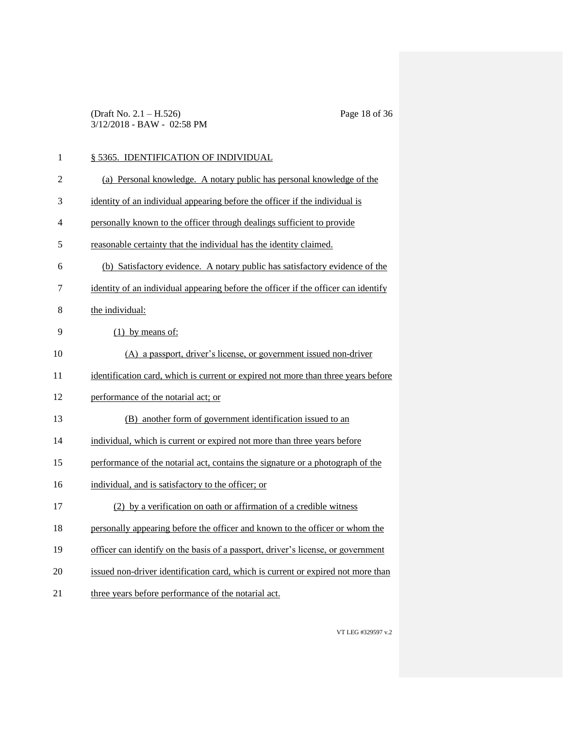§ 5365. IDENTIFICATION OF INDIVIDUAL

(a) Personal knowledge. A notary public has personal knowledge of the identity of an individual appearing before the officer if the individual is personally known to the officer through dealings sufficient to provide reasonable certainty that the individual has the identity claimed.

(b) Satisfactory evidence. A notary public has satisfactory evidence of the identity of an individual appearing before the officer if the officer can identify the individual:

(1) by means of:

(A) a passport, driver's license, or government issued non-driver identification card, which is current or expired not more than three years before performance of the notarial act; or

(B) another form of government identification issued to an individual, which is current or expired not more than three years before performance of the notarial act, contains the signature or a photograph of the individual, and is satisfactory to the officer; or

(2) by a verification on oath or affirmation of a credible witness personally appearing before the officer and known to the officer or whom the officer can identify on the basis of a passport, driver's license, or government issued non-driver identification card, which is current or expired not more than three years before performance of the notarial act.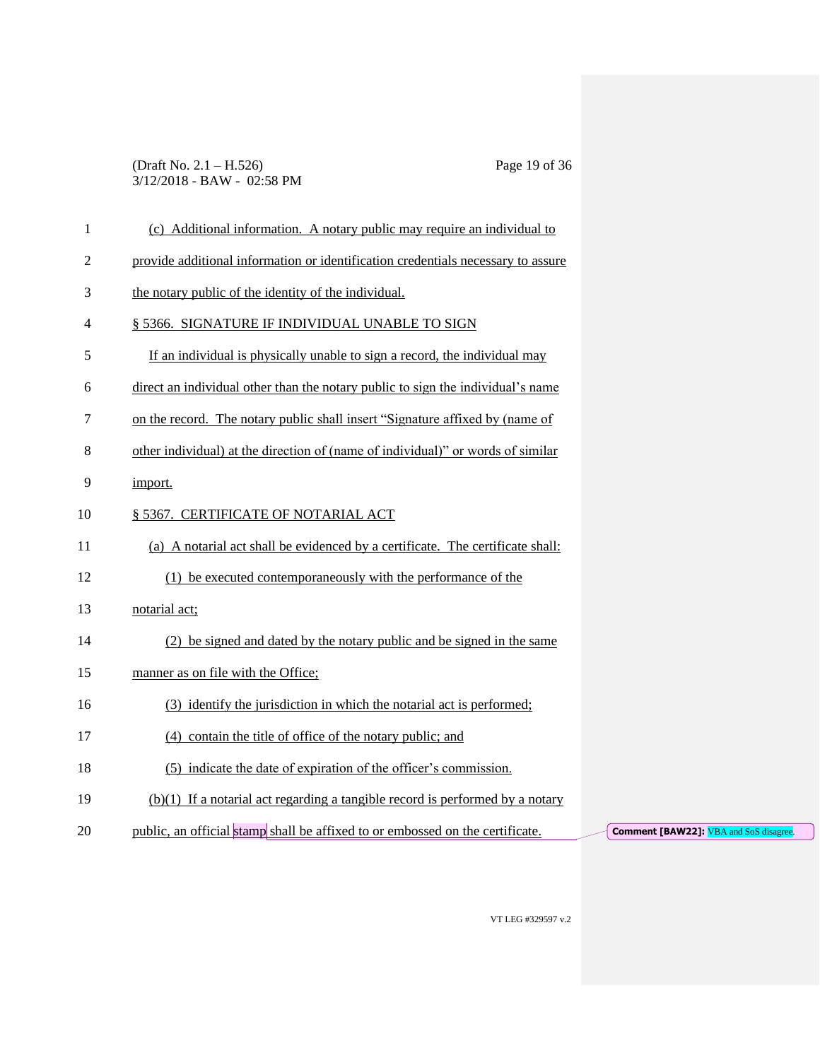(c) Additional information. A notary public may require an individual to provide additional information or identification credentials necessary to assure the notary public of the identity of the individual.

§ 5366. SIGNATURE IF INDIVIDUAL UNABLE TO SIGN

If an individual is physically unable to sign a record, the individual may direct an individual other than the notary public to sign the individual's name on the record. The notary public shall insert "Signature affixed by (name of other individual) at the direction of (name of individual)" or words of similar import.

§ 5367. CERTIFICATE OF NOTARIAL ACT

(a) A notarial act shall be evidenced by a certificate. The certificate shall:

(1) be executed contemporaneously with the performance of the notarial act;

(2) be signed and dated by the notary public and be signed in the same manner as on file with the Office;

(3) identify the jurisdiction in which the notarial act is performed;

(4) contain the title of office of the notary public; and

(5) indicate the date of expiration of the officer's commission.

(b)(1) If a notarial act regarding a tangible record is performed by a notary public, an official stamp shall be affixed to or embossed on the certificate.

**Comment [BAW22]:** VBA and SoS disagree.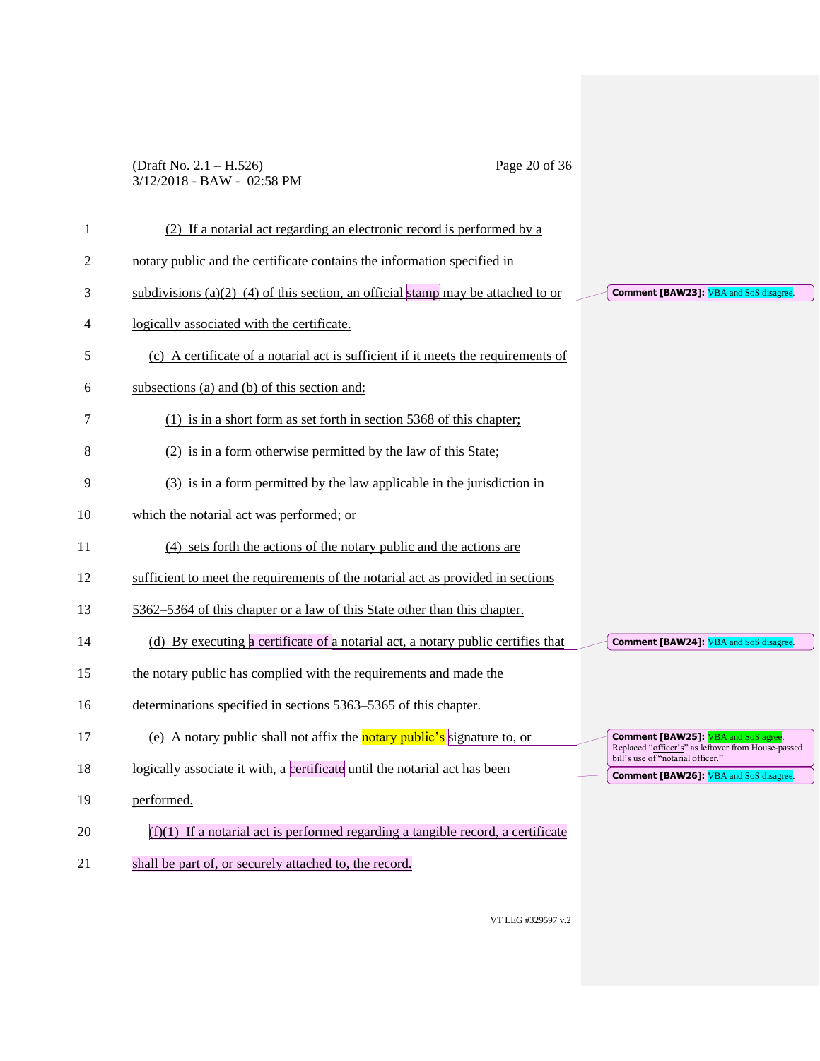(2) If a notarial act regarding an electronic record is performed by a notary public and the certificate contains the information specified in subdivisions (a)(2)–(4) of this section, an official stamp may be attached to or logically associated with the certificate.

(c) A certificate of a notarial act is sufficient if it meets the requirements of subsections (a) and (b) of this section and:

(1) is in a short form as set forth in section 5368 of this chapter;

(2) is in a form otherwise permitted by the law of this State;

(3) is in a form permitted by the law applicable in the jurisdiction in which the notarial act was performed; or

(4) sets forth the actions of the notary public and the actions are sufficient to meet the requirements of the notarial act as provided in sections 5362–5364 of this chapter or a law of this State other than this chapter.

(d) By executing a certificate of a notarial act, a notary public certifies that the notary public has complied with the requirements and made the determinations specified in sections 5363–5365 of this chapter.

(e) A notary public shall not affix the notary public's signature to, or logically associate it with, a certificate until the notarial act has been performed.

(f)(1) If a notarial act is performed regarding a tangible record, a certificate shall be part of, or securely attached to, the record.

**Comment [BAW23]:** VBA and SoS disagree.

**Comment [BAW24]:** VBA and SoS disagree.

**Comment [BAW25]:** VBA and SoS agree. Replaced "officer's" as leftover from House-passed bill's use of "notarial officer."

**Comment [BAW26]:** VBA and SoS disagree.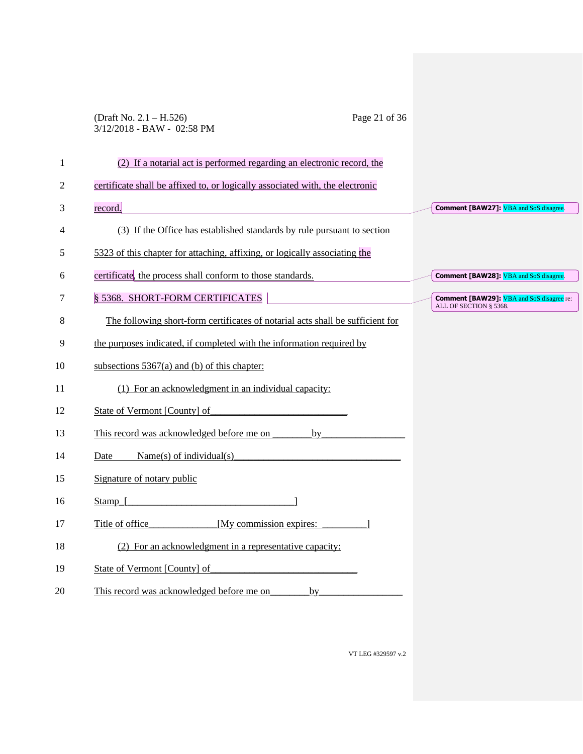(2) If a notarial act is performed regarding an electronic record, the certificate shall be affixed to, or logically associated with, the electronic record.

Comment [BAW27]: VBA and SoS disagree.

(3) If the Office has established standards by rule pursuant to section 5323 of this chapter for attaching, affixing, or logically associating the certificate, the process shall conform to those standards.

Comment [BAW28]: VBA and SoS disagree.

## § 5368. SHORT-FORM CERTIFICATES

Comment [BAW29]: VBA and SoS disagree re: ALL OF SECTION § 5368.

The following short-form certificates of notarial acts shall be sufficient for the purposes indicated, if completed with the information required by subsections 5367(a) and (b) of this chapter:

(1) For an acknowledgment in an individual capacity:

State of Vermont [County] of___________________________

This record was acknowledged before me on ________by________________

Date        Name(s) of individual(s)_________________________________

Signature of notary public

Stamp_[_________________________________]

Title of office______________[My commission expires: _________]

(2) For an acknowledgment in a representative capacity:

State of Vermont [County] of_____________________________

This record was acknowledged before me on________by________________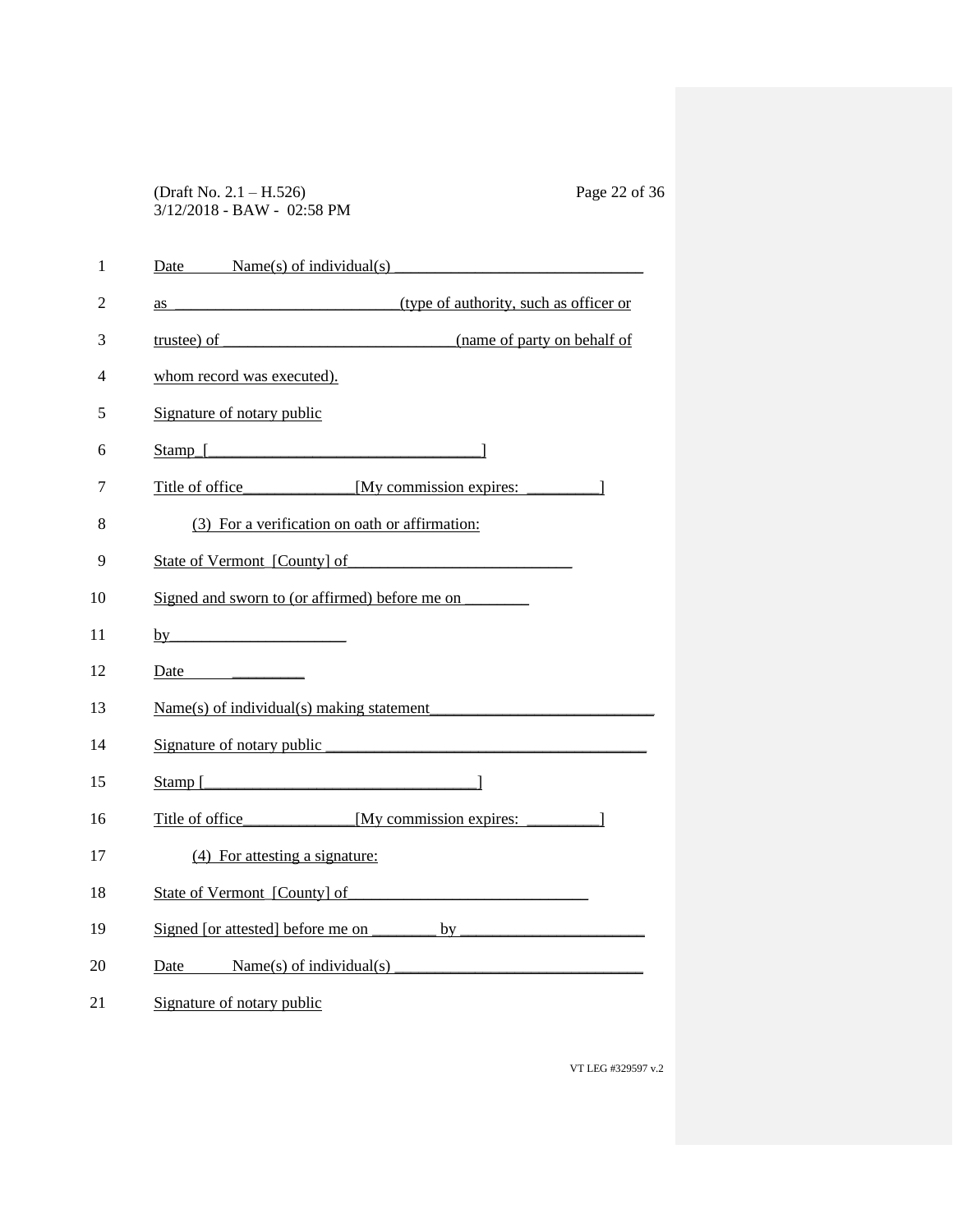Date Name(s) of individual(s) ______________________________

as ___________________________(type of authority, such as officer or

trustee) of ____________________________(name of party on behalf of

whom record was executed).

Signature of notary public

Stamp [________________________________]

Title of office______________[My commission expires: _________]

(3) For a verification on oath or affirmation:

State of Vermont [County] of____________________________

Signed and sworn to (or affirmed) before me on ________

by______________________

Date _________

Name(s) of individual(s) making statement____________________________

Signature of notary public ________________________________________

Stamp [_________________________________]

Title of office______________[My commission expires: _________]

(4) For attesting a signature:

State of Vermont [County] of______________________________

Signed [or attested] before me on ________ by _______________________

Date Name(s) of individual(s) ______________________________

Signature of notary public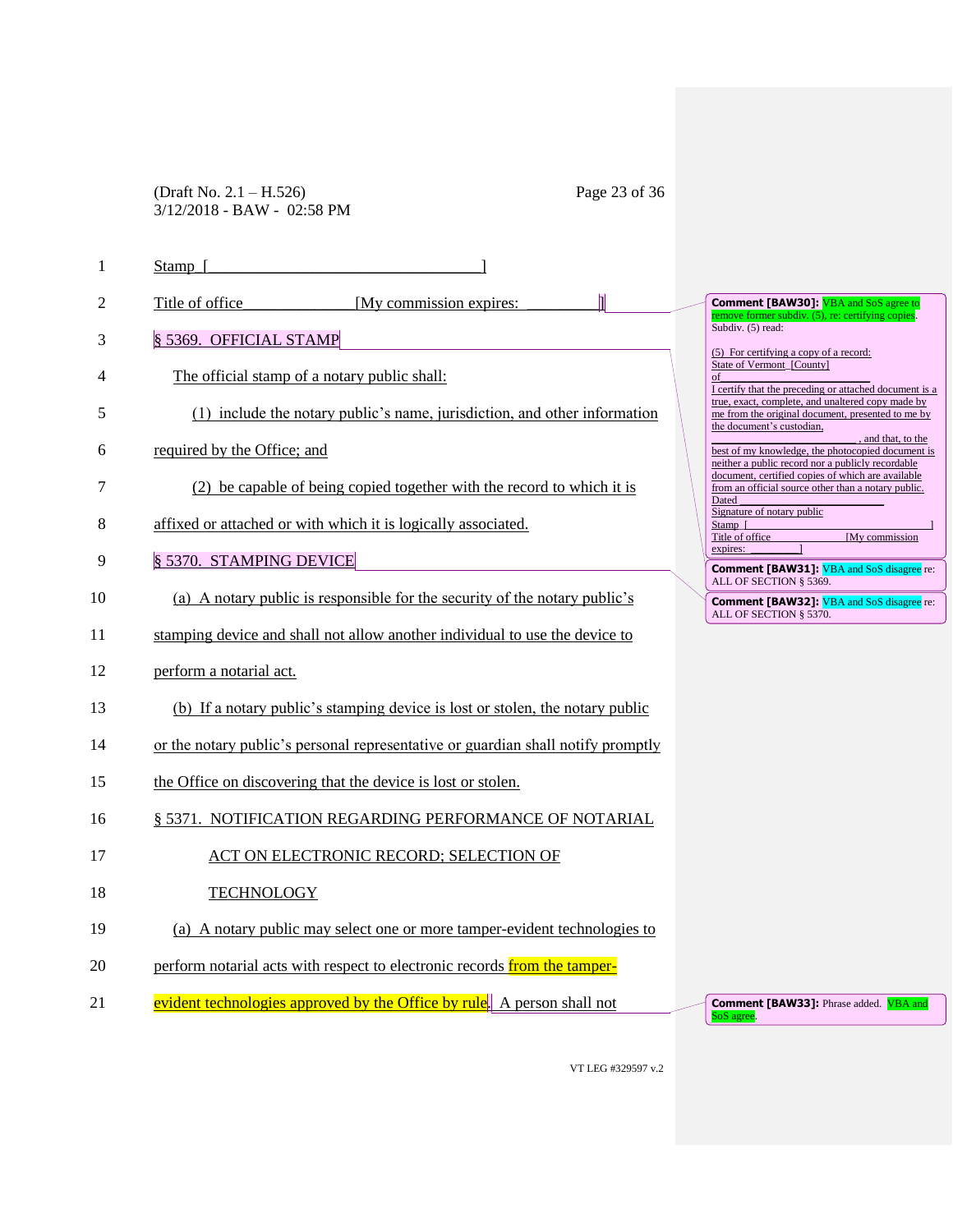Stamp [________________________________]

Title of office______________ [My commission expires: _________]]

### § 5369. OFFICIAL STAMP

The official stamp of a notary public shall:

(1) include the notary public's name, jurisdiction, and other information required by the Office; and

(2) be capable of being copied together with the record to which it is affixed or attached or with which it is logically associated.

### § 5370. STAMPING DEVICE

(a) A notary public is responsible for the security of the notary public's stamping device and shall not allow another individual to use the device to perform a notarial act.

(b) If a notary public's stamping device is lost or stolen, the notary public or the notary public's personal representative or guardian shall notify promptly the Office on discovering that the device is lost or stolen.

### § 5371. NOTIFICATION REGARDING PERFORMANCE OF NOTARIAL ACT ON ELECTRONIC RECORD; SELECTION OF TECHNOLOGY

(a) A notary public may select one or more tamper-evident technologies to perform notarial acts with respect to electronic records from the tamper-evident technologies approved by the Office by rule. A person shall not

---

**Comment [BAW30]:** VBA and SoS agree to remove former subdiv. (5), re: certifying copies. Subdiv. (5) read:

(5) For certifying a copy of a record:
State of Vermont [County]
of ______________________
I certify that the preceding or attached document is a true, exact, complete, and unaltered copy made by me from the original document, presented to me by the document's custodian, ______________________, and that, to the best of my knowledge, the photocopied document is neither a public record nor a publicly recordable document, certified copies of which are available from an official source other than a notary public.
Dated ______________________
Signature of notary public
Stamp [______________________]
Title of office [My commission expires: ________]

**Comment [BAW31]:** VBA and SoS disagree re: ALL OF SECTION § 5369.

**Comment [BAW32]:** VBA and SoS disagree re: ALL OF SECTION § 5370.

**Comment [BAW33]:** Phrase added. VBA and SoS agree.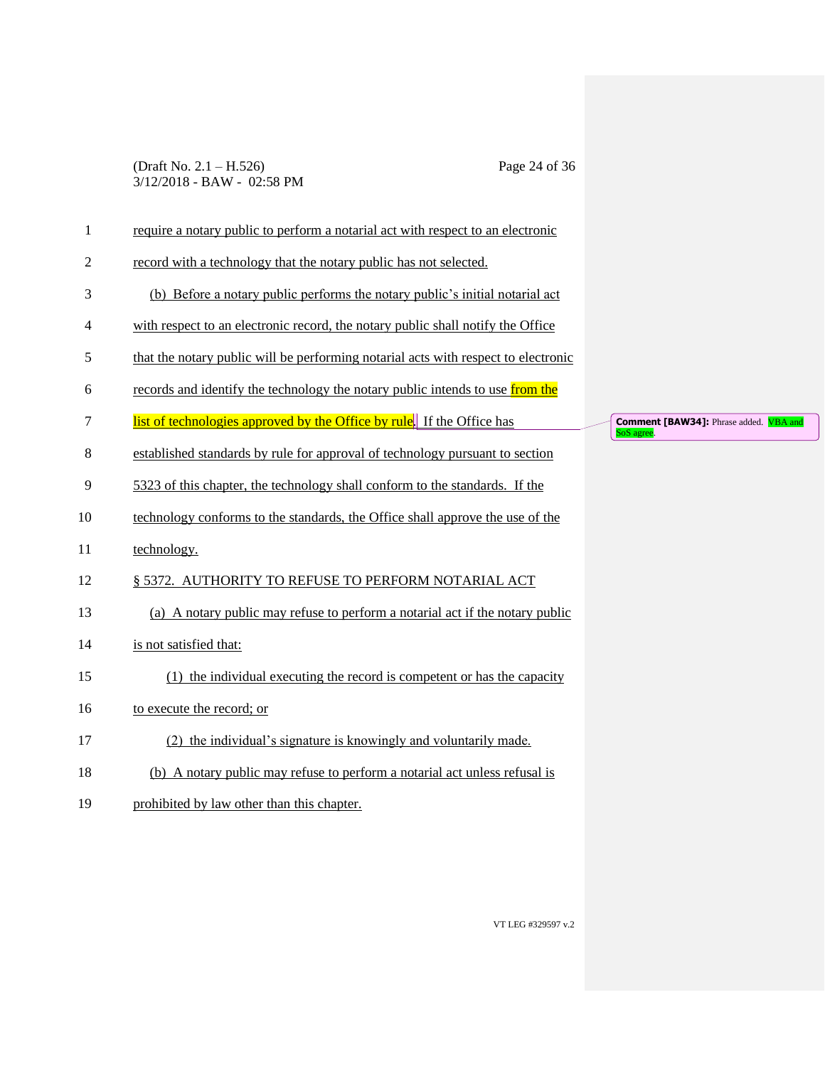require a notary public to perform a notarial act with respect to an electronic record with a technology that the notary public has not selected.

(b) Before a notary public performs the notary public's initial notarial act with respect to an electronic record, the notary public shall notify the Office that the notary public will be performing notarial acts with respect to electronic records and identify the technology the notary public intends to use from the list of technologies approved by the Office by rule. If the Office has established standards by rule for approval of technology pursuant to section 5323 of this chapter, the technology shall conform to the standards. If the technology conforms to the standards, the Office shall approve the use of the technology.

**Comment [BAW34]:** Phrase added. VBA and SoS agree.

§ 5372. AUTHORITY TO REFUSE TO PERFORM NOTARIAL ACT

(a) A notary public may refuse to perform a notarial act if the notary public is not satisfied that:

(1) the individual executing the record is competent or has the capacity to execute the record; or

(2) the individual's signature is knowingly and voluntarily made.

(b) A notary public may refuse to perform a notarial act unless refusal is prohibited by law other than this chapter.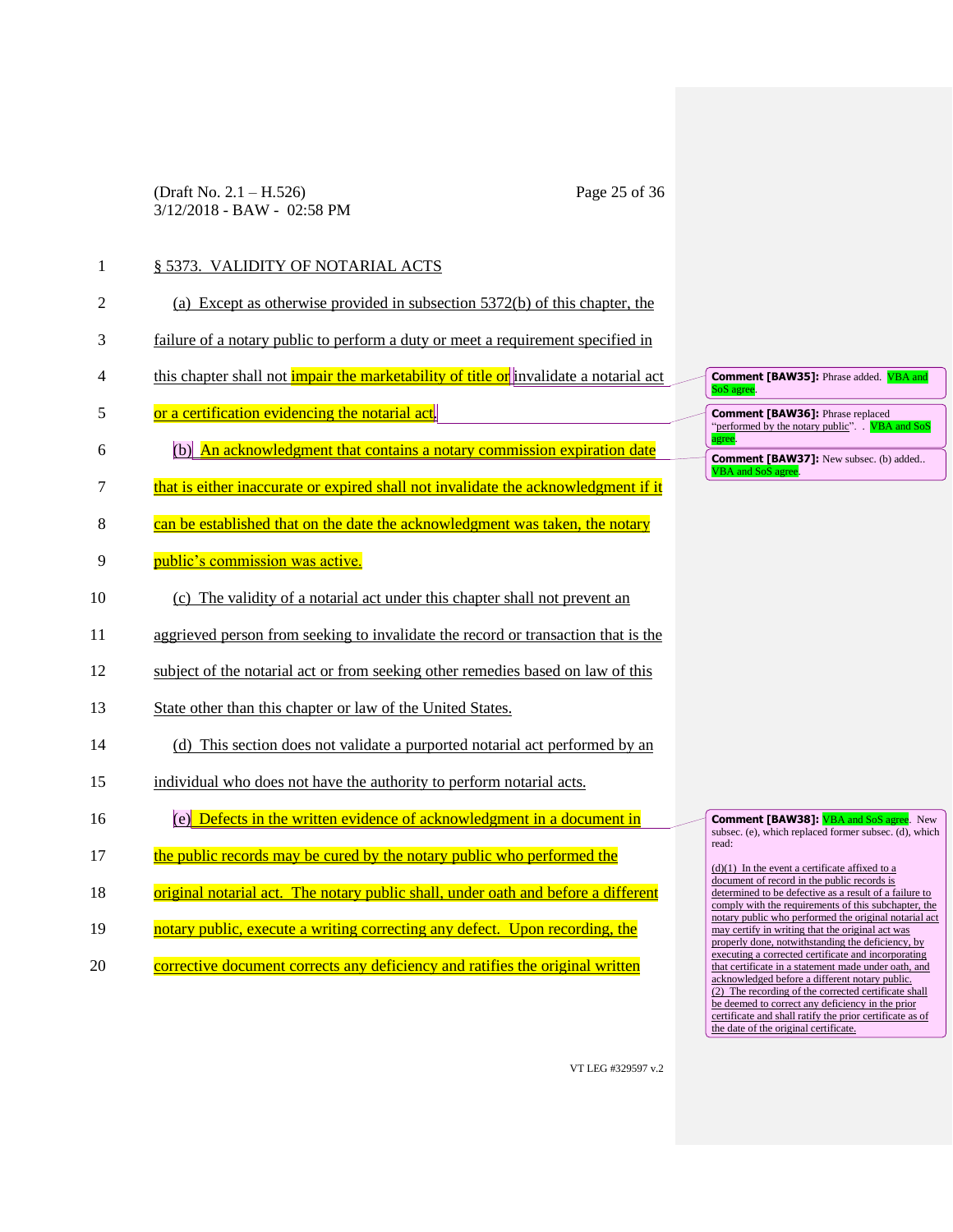§ 5373. VALIDITY OF NOTARIAL ACTS

(a) Except as otherwise provided in subsection 5372(b) of this chapter, the failure of a notary public to perform a duty or meet a requirement specified in this chapter shall not impair the marketability of title or invalidate a notarial act or a certification evidencing the notarial act.

(b) An acknowledgment that contains a notary commission expiration date that is either inaccurate or expired shall not invalidate the acknowledgment if it can be established that on the date the acknowledgment was taken, the notary public's commission was active.

(c) The validity of a notarial act under this chapter shall not prevent an aggrieved person from seeking to invalidate the record or transaction that is the subject of the notarial act or from seeking other remedies based on law of this State other than this chapter or law of the United States.

(d) This section does not validate a purported notarial act performed by an individual who does not have the authority to perform notarial acts.

(e) Defects in the written evidence of acknowledgment in a document in the public records may be cured by the notary public who performed the original notarial act. The notary public shall, under oath and before a different notary public, execute a writing correcting any defect. Upon recording, the corrective document corrects any deficiency and ratifies the original written

**Comment [BAW35]:** Phrase added. VBA and SoS agree.

**Comment [BAW36]:** Phrase replaced "performed by the notary public". . VBA and SoS agree.

**Comment [BAW37]:** New subsec. (b) added.. VBA and SoS agree.

**Comment [BAW38]:** VBA and SoS agree. New subsec. (e), which replaced former subsec. (d), which read:

(d)(1) In the event a certificate affixed to a document of record in the public records is determined to be defective as a result of a failure to comply with the requirements of this subchapter, the notary public who performed the original notarial act may certify in writing that the original act was properly done, notwithstanding the deficiency, by executing a corrected certificate and incorporating that certificate in a statement made under oath, and acknowledged before a different notary public.
(2) The recording of the corrected certificate shall be deemed to correct any deficiency in the prior certificate and shall ratify the prior certificate as of the date of the original certificate.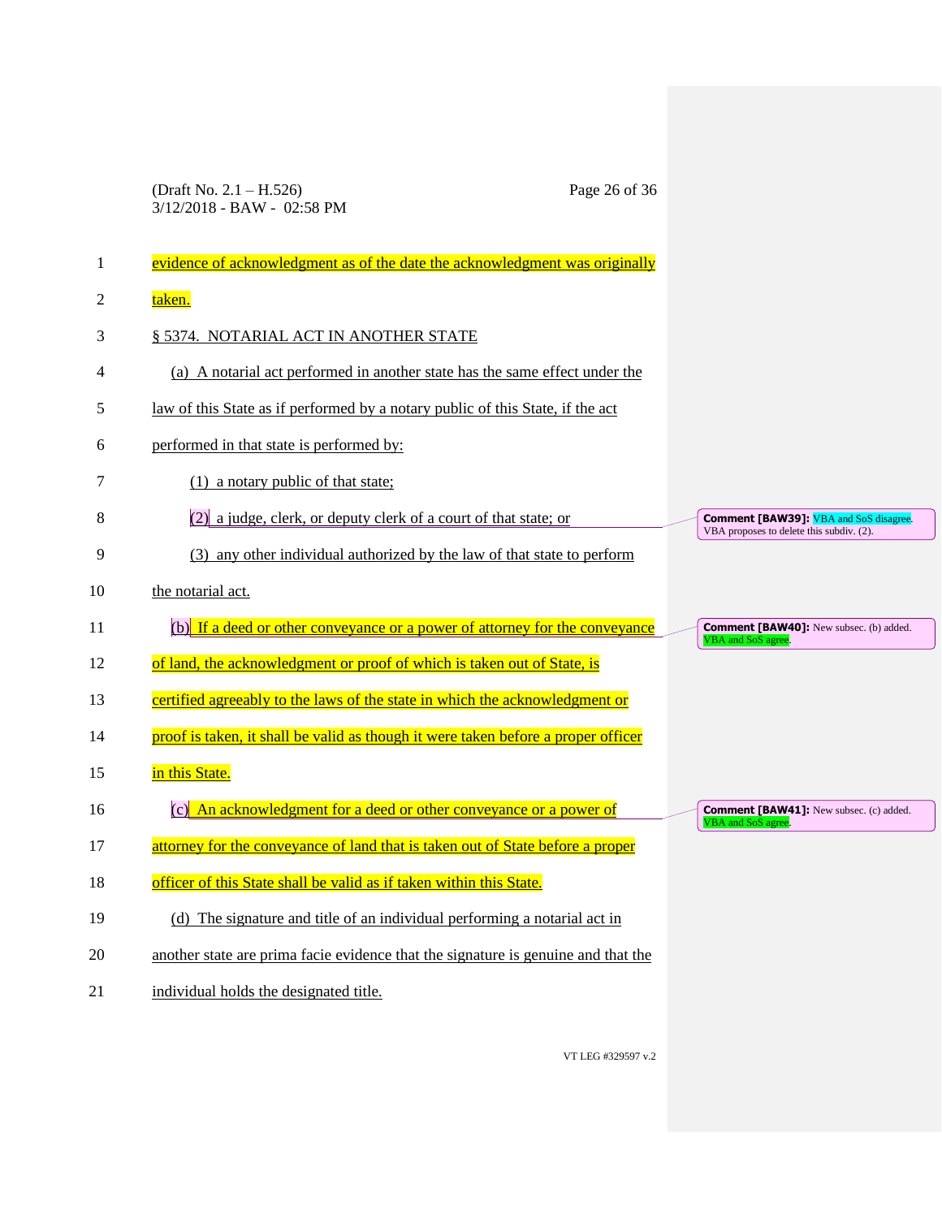evidence of acknowledgment as of the date the acknowledgment was originally taken.

§ 5374. NOTARIAL ACT IN ANOTHER STATE

(a) A notarial act performed in another state has the same effect under the law of this State as if performed by a notary public of this State, if the act performed in that state is performed by:

(1) a notary public of that state;

(2) a judge, clerk, or deputy clerk of a court of that state; or

(3) any other individual authorized by the law of that state to perform the notarial act.

(b) If a deed or other conveyance or a power of attorney for the conveyance of land, the acknowledgment or proof of which is taken out of State, is certified agreeably to the laws of the state in which the acknowledgment or proof is taken, it shall be valid as though it were taken before a proper officer in this State.

(c) An acknowledgment for a deed or other conveyance or a power of attorney for the conveyance of land that is taken out of State before a proper officer of this State shall be valid as if taken within this State.

(d) The signature and title of an individual performing a notarial act in another state are prima facie evidence that the signature is genuine and that the individual holds the designated title.

**Comment [BAW39]:** VBA and SoS disagree. VBA proposes to delete this subdiv. (2).

**Comment [BAW40]:** New subsec. (b) added. VBA and SoS agree.

**Comment [BAW41]:** New subsec. (c) added. VBA and SoS agree.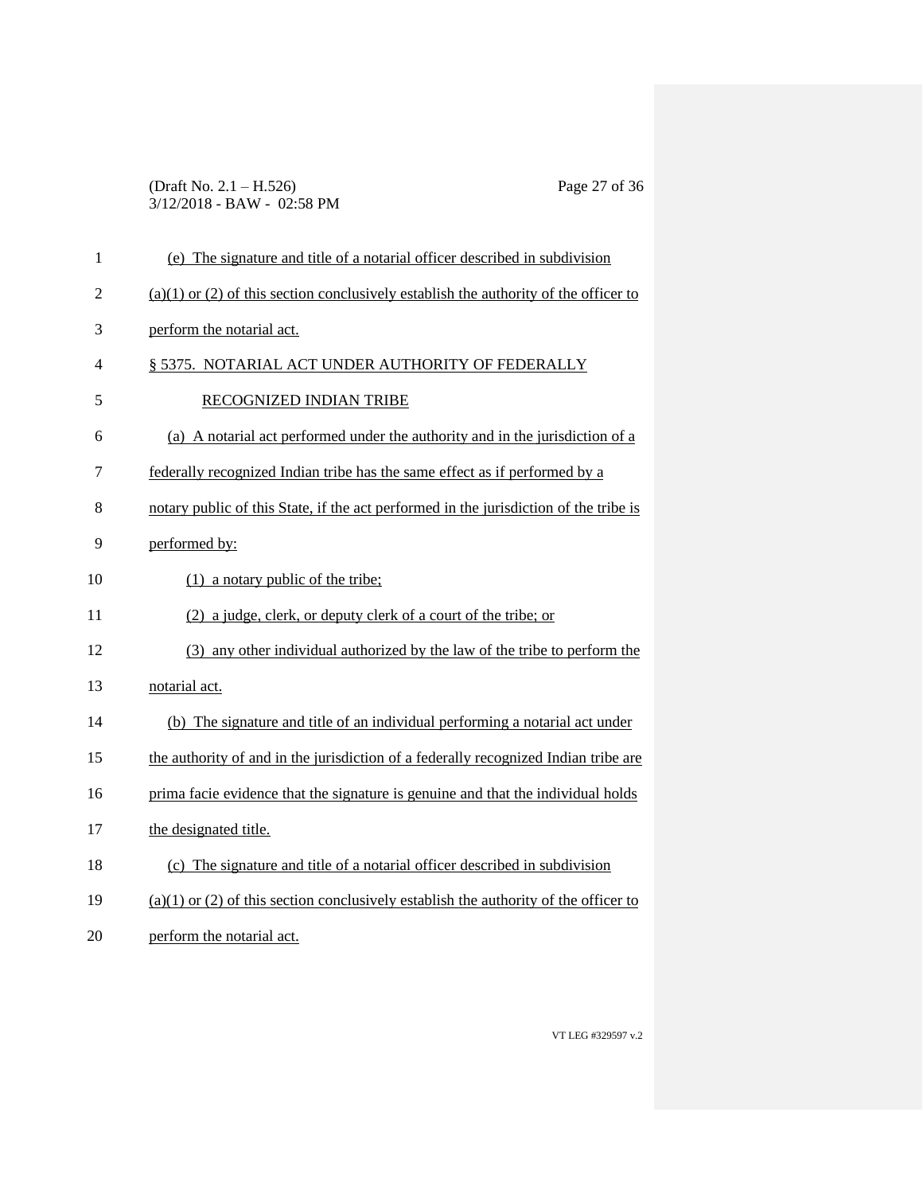(e) The signature and title of a notarial officer described in subdivision (a)(1) or (2) of this section conclusively establish the authority of the officer to perform the notarial act.

§ 5375. NOTARIAL ACT UNDER AUTHORITY OF FEDERALLY RECOGNIZED INDIAN TRIBE

(a) A notarial act performed under the authority and in the jurisdiction of a federally recognized Indian tribe has the same effect as if performed by a notary public of this State, if the act performed in the jurisdiction of the tribe is performed by:

(1) a notary public of the tribe;

(2) a judge, clerk, or deputy clerk of a court of the tribe; or

(3) any other individual authorized by the law of the tribe to perform the notarial act.

(b) The signature and title of an individual performing a notarial act under the authority of and in the jurisdiction of a federally recognized Indian tribe are prima facie evidence that the signature is genuine and that the individual holds the designated title.

(c) The signature and title of a notarial officer described in subdivision (a)(1) or (2) of this section conclusively establish the authority of the officer to perform the notarial act.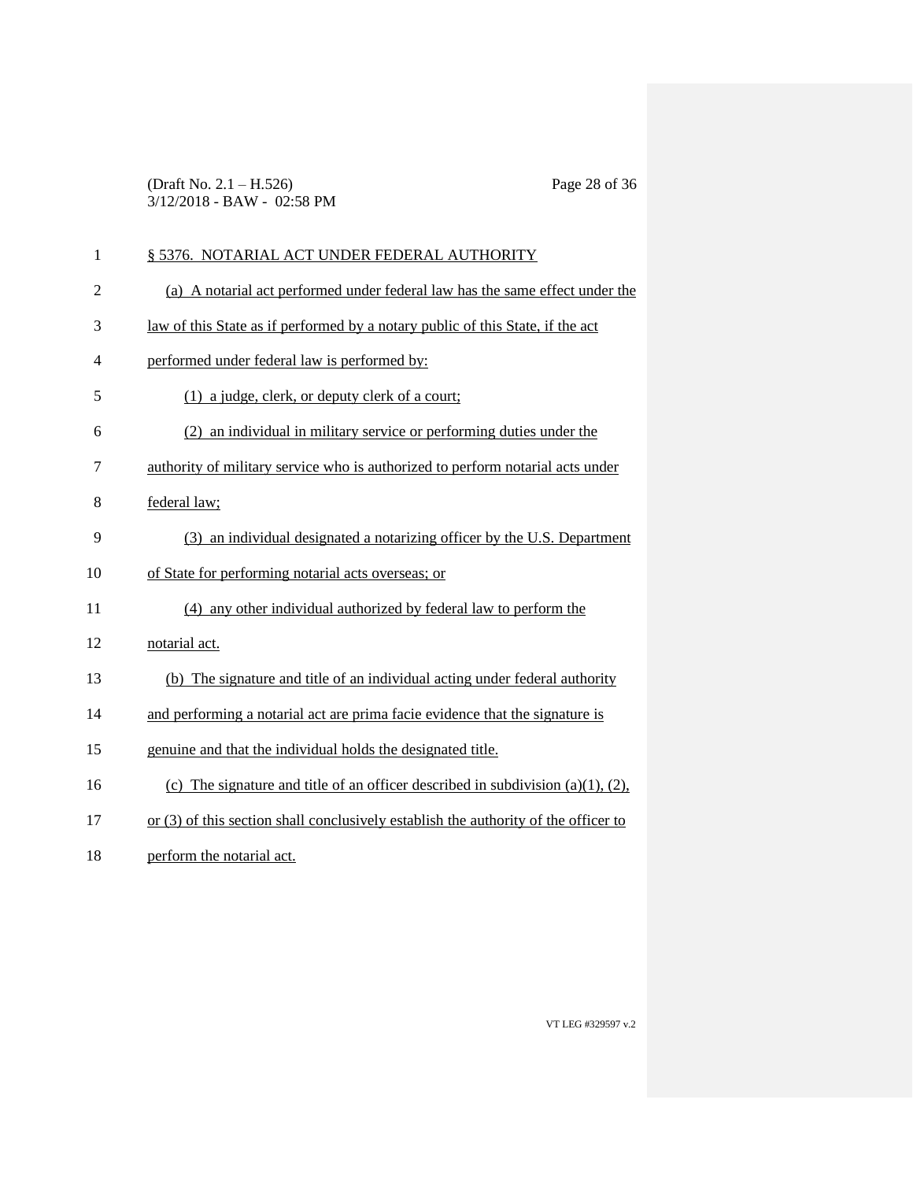§ 5376. NOTARIAL ACT UNDER FEDERAL AUTHORITY

(a) A notarial act performed under federal law has the same effect under the law of this State as if performed by a notary public of this State, if the act performed under federal law is performed by:

(1) a judge, clerk, or deputy clerk of a court;

(2) an individual in military service or performing duties under the authority of military service who is authorized to perform notarial acts under federal law;

(3) an individual designated a notarizing officer by the U.S. Department of State for performing notarial acts overseas; or

(4) any other individual authorized by federal law to perform the notarial act.

(b) The signature and title of an individual acting under federal authority and performing a notarial act are prima facie evidence that the signature is genuine and that the individual holds the designated title.

(c) The signature and title of an officer described in subdivision (a)(1), (2), or (3) of this section shall conclusively establish the authority of the officer to perform the notarial act.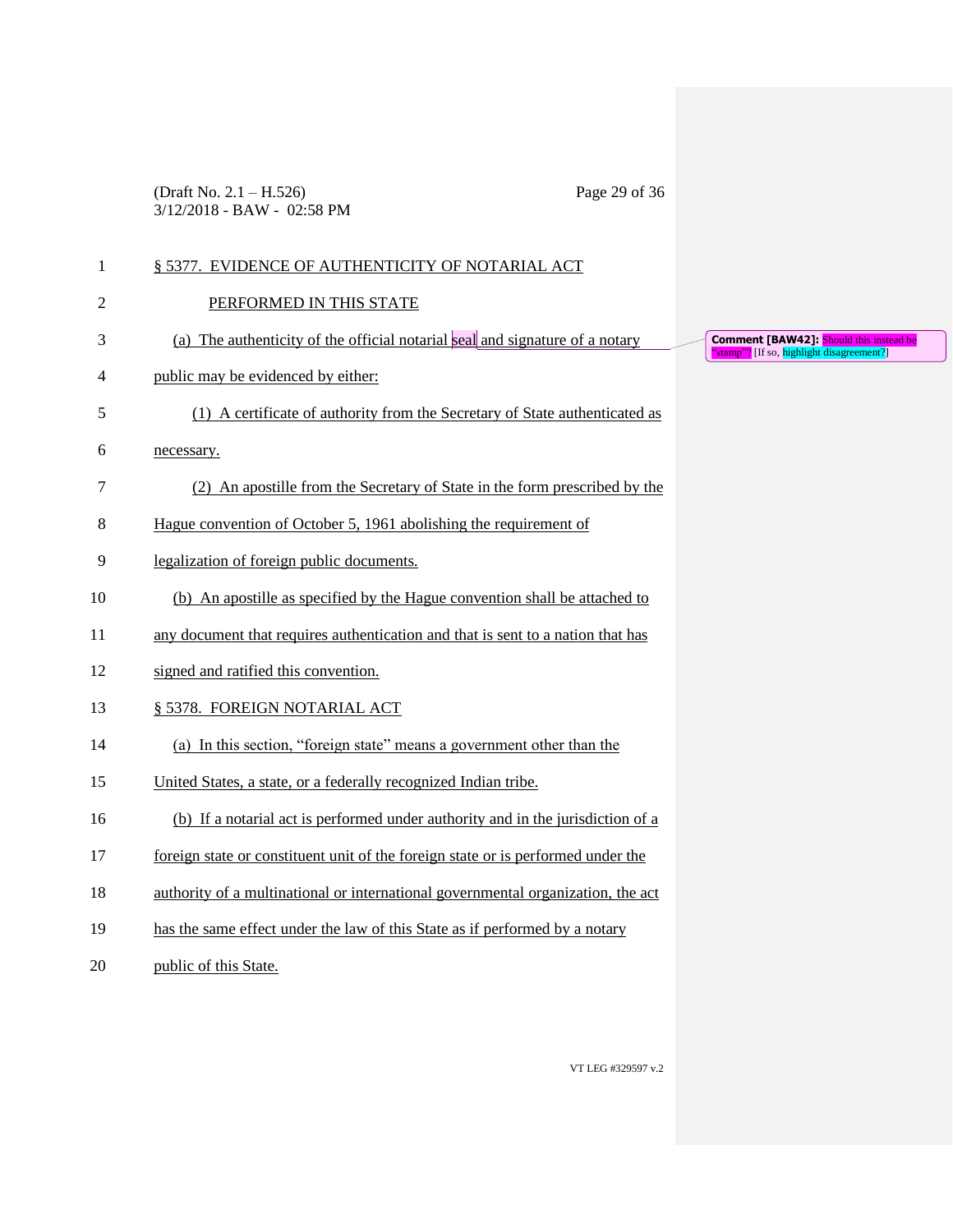§ 5377. EVIDENCE OF AUTHENTICITY OF NOTARIAL ACT PERFORMED IN THIS STATE

(a) The authenticity of the official notarial seal and signature of a notary public may be evidenced by either:

(1) A certificate of authority from the Secretary of State authenticated as necessary.

(2) An apostille from the Secretary of State in the form prescribed by the Hague convention of October 5, 1961 abolishing the requirement of legalization of foreign public documents.

(b) An apostille as specified by the Hague convention shall be attached to any document that requires authentication and that is sent to a nation that has signed and ratified this convention.

> **Comment [BAW42]:** Should this instead be "stamp"? [If so, highlight disagreement?]

§ 5378. FOREIGN NOTARIAL ACT

(a) In this section, "foreign state" means a government other than the United States, a state, or a federally recognized Indian tribe.

(b) If a notarial act is performed under authority and in the jurisdiction of a foreign state or constituent unit of the foreign state or is performed under the authority of a multinational or international governmental organization, the act has the same effect under the law of this State as if performed by a notary public of this State.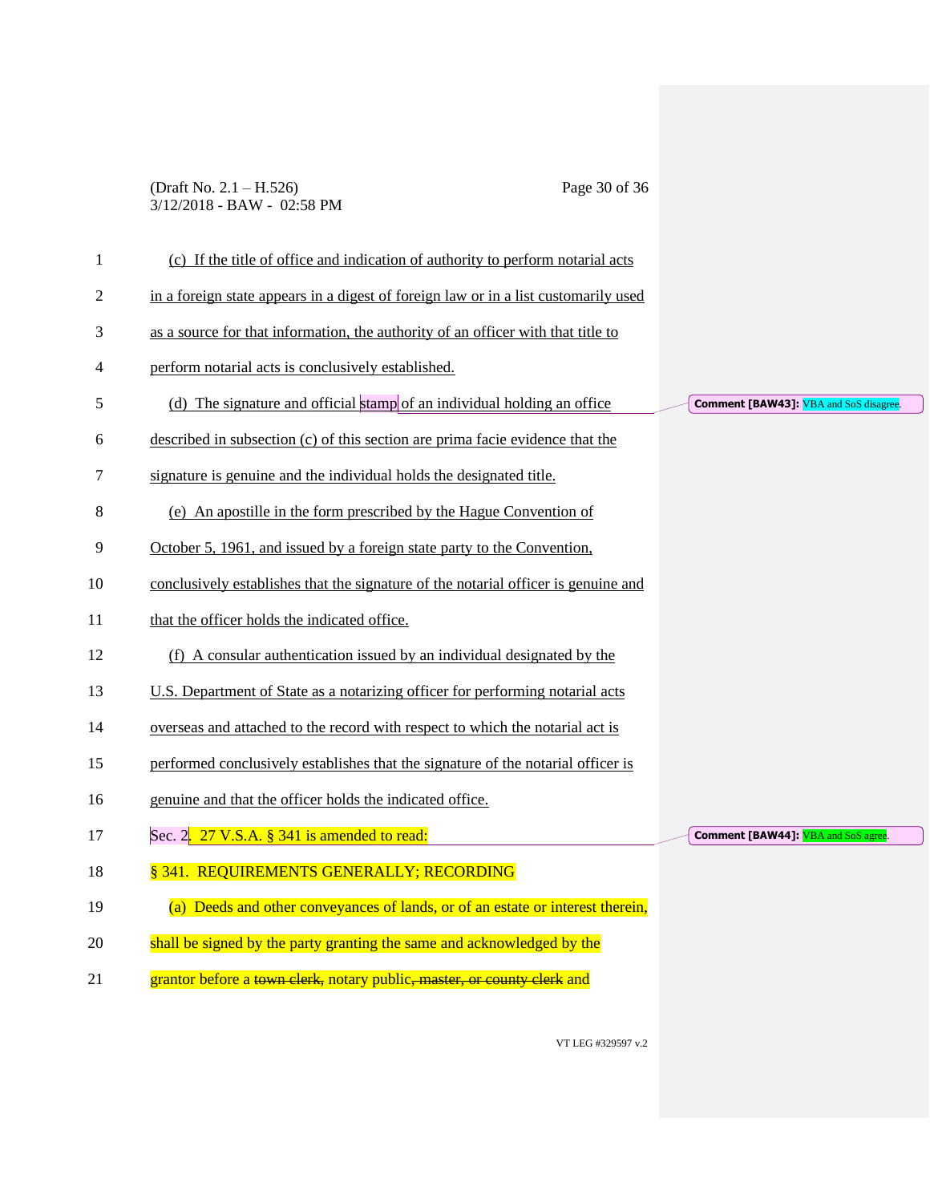(c) If the title of office and indication of authority to perform notarial acts in a foreign state appears in a digest of foreign law or in a list customarily used as a source for that information, the authority of an officer with that title to perform notarial acts is conclusively established.

(d) The signature and official stamp of an individual holding an office described in subsection (c) of this section are prima facie evidence that the signature is genuine and the individual holds the designated title.

Comment [BAW43]: VBA and SoS disagree.

(e) An apostille in the form prescribed by the Hague Convention of October 5, 1961, and issued by a foreign state party to the Convention, conclusively establishes that the signature of the notarial officer is genuine and that the officer holds the indicated office.

(f) A consular authentication issued by an individual designated by the U.S. Department of State as a notarizing officer for performing notarial acts overseas and attached to the record with respect to which the notarial act is performed conclusively establishes that the signature of the notarial officer is genuine and that the officer holds the indicated office.

Sec. 2. 27 V.S.A. § 341 is amended to read:

Comment [BAW44]: VBA and SoS agree.

§ 341. REQUIREMENTS GENERALLY; RECORDING

(a) Deeds and other conveyances of lands, or of an estate or interest therein, shall be signed by the party granting the same and acknowledged by the grantor before a ~~town clerk,~~ notary public~~, master, or county clerk~~ and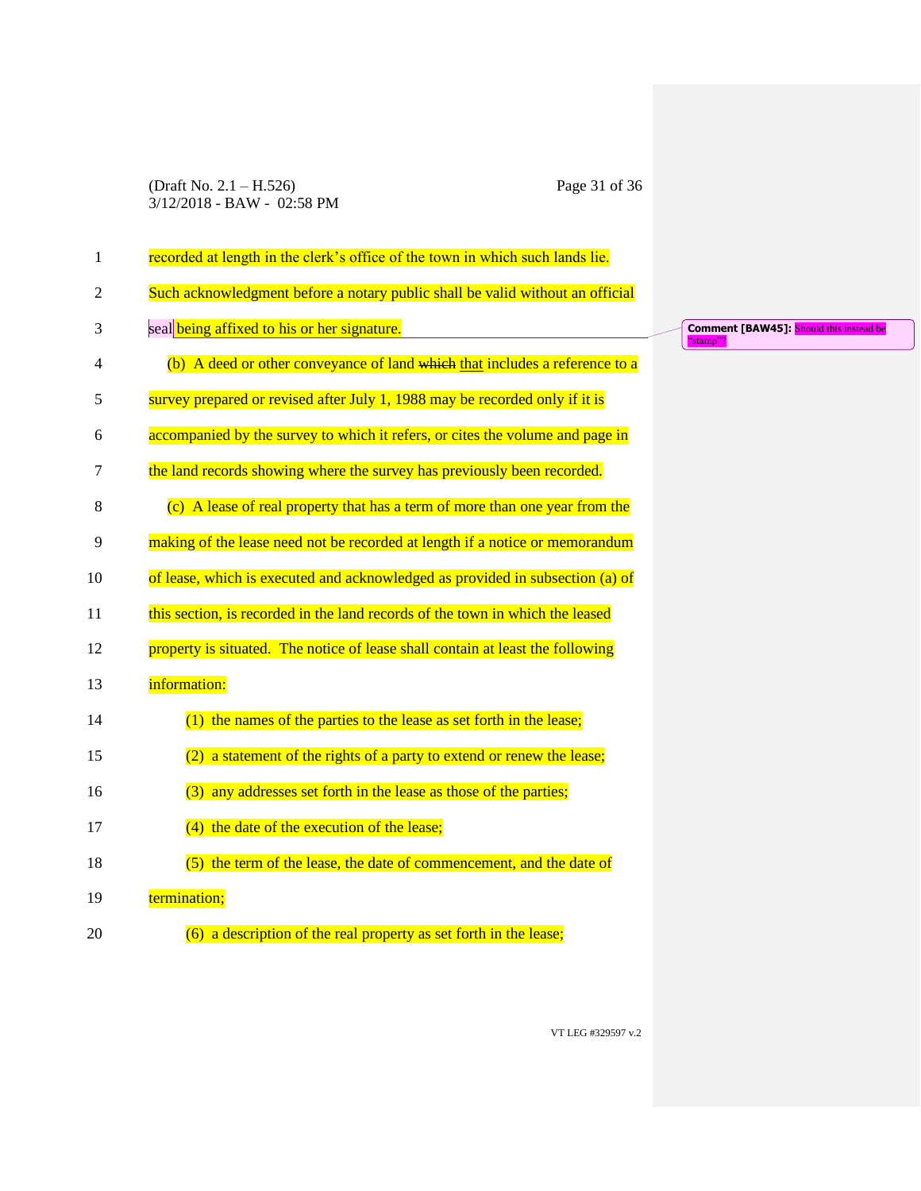recorded at length in the clerk's office of the town in which such lands lie. Such acknowledgment before a notary public shall be valid without an official seal being affixed to his or her signature.

> **Comment [BAW45]:** Should this instead be "stamp"?

(b) A deed or other conveyance of land ~~which~~ that includes a reference to a survey prepared or revised after July 1, 1988 may be recorded only if it is accompanied by the survey to which it refers, or cites the volume and page in the land records showing where the survey has previously been recorded.

(c) A lease of real property that has a term of more than one year from the making of the lease need not be recorded at length if a notice or memorandum of lease, which is executed and acknowledged as provided in subsection (a) of this section, is recorded in the land records of the town in which the leased property is situated. The notice of lease shall contain at least the following information:

(1) the names of the parties to the lease as set forth in the lease;

(2) a statement of the rights of a party to extend or renew the lease;

(3) any addresses set forth in the lease as those of the parties;

(4) the date of the execution of the lease;

(5) the term of the lease, the date of commencement, and the date of termination;

(6) a description of the real property as set forth in the lease;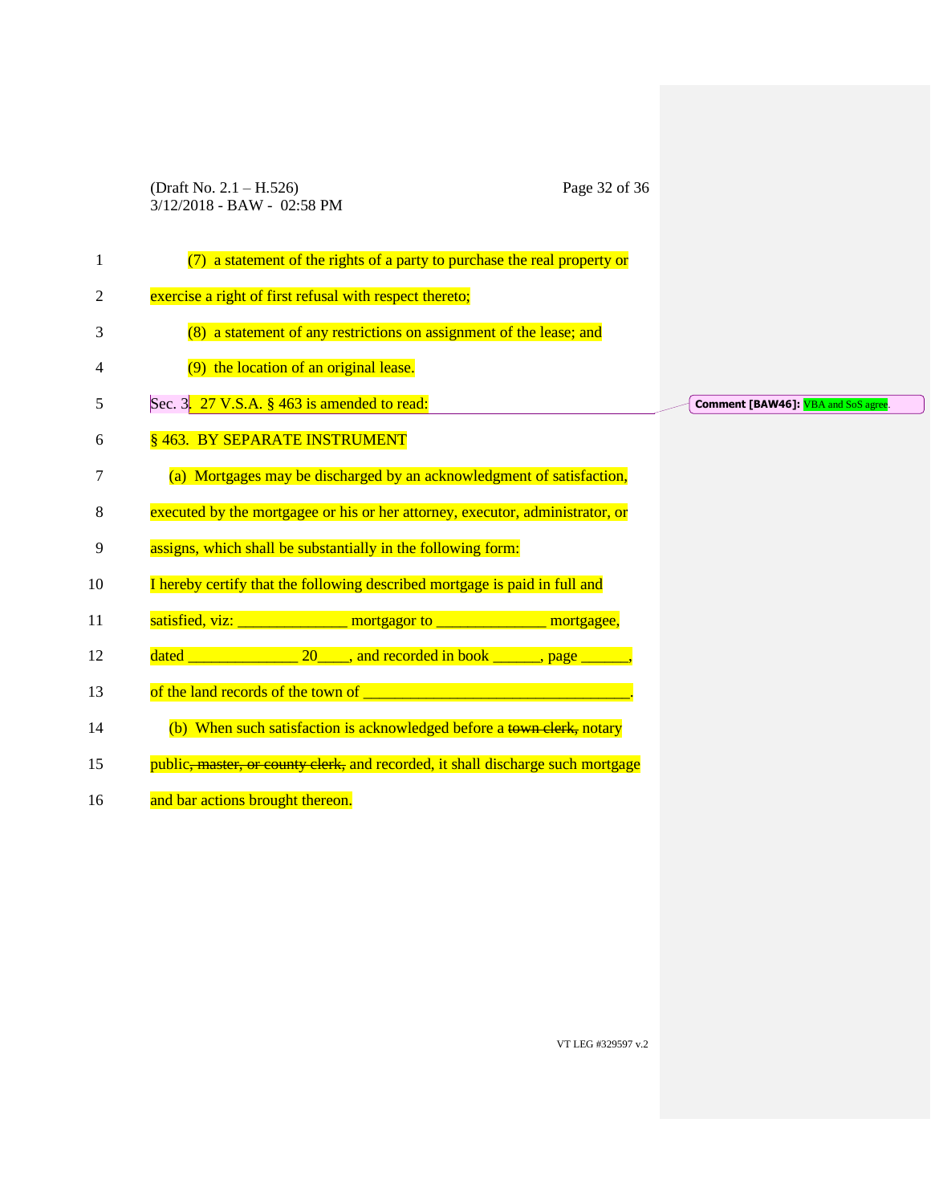(7) a statement of the rights of a party to purchase the real property or exercise a right of first refusal with respect thereto;

(8) a statement of any restrictions on assignment of the lease; and

(9) the location of an original lease.

Sec. 3. 27 V.S.A. § 463 is amended to read:

Comment [BAW46]: VBA and SoS agree.

§ 463. BY SEPARATE INSTRUMENT

(a) Mortgages may be discharged by an acknowledgment of satisfaction, executed by the mortgagee or his or her attorney, executor, administrator, or assigns, which shall be substantially in the following form:

I hereby certify that the following described mortgage is paid in full and satisfied, viz: _____________ mortgagor to _____________ mortgagee, dated _____________ 20____, and recorded in book ______, page ______, of the land records of the town of _________________________________.

(b) When such satisfaction is acknowledged before a ~~town clerk,~~ notary public~~, master, or county clerk,~~ and recorded, it shall discharge such mortgage and bar actions brought thereon.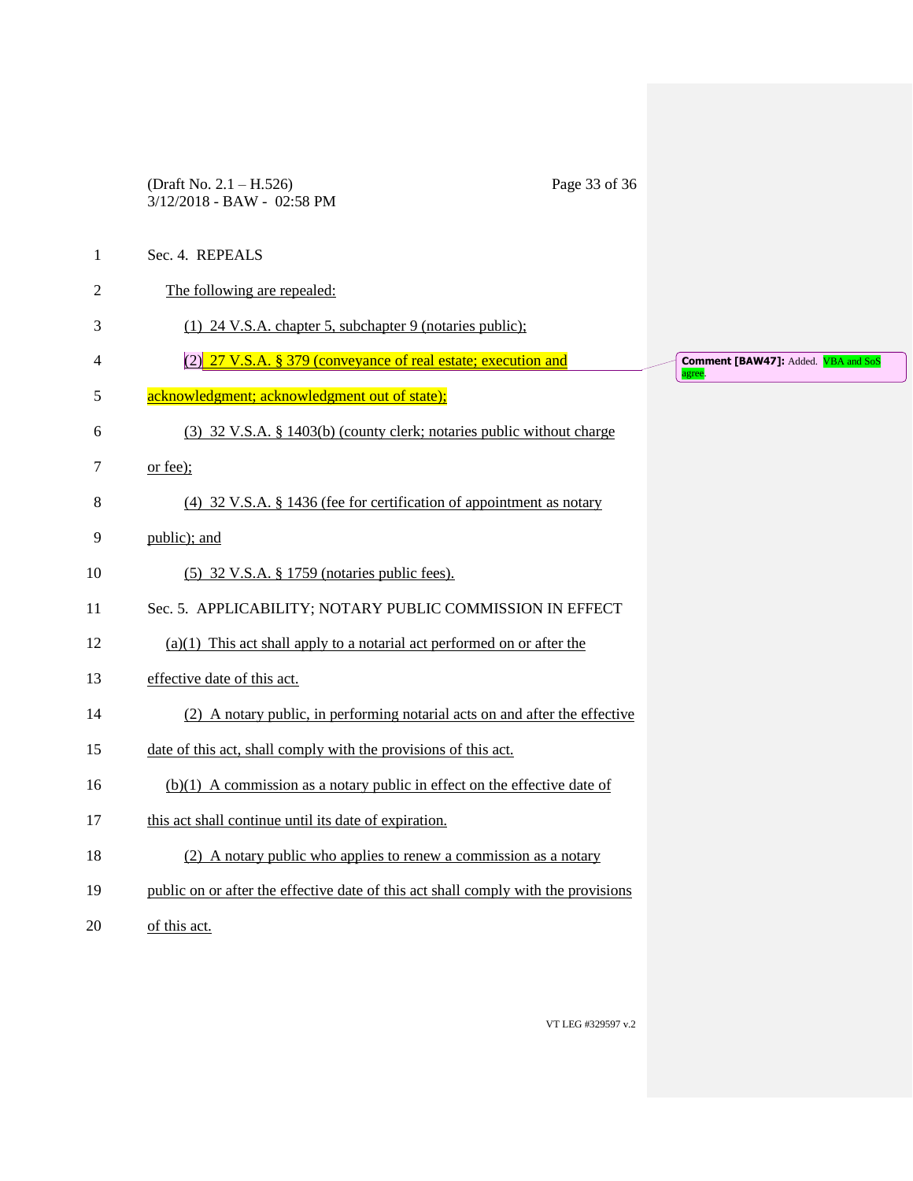Sec. 4. REPEALS

The following are repealed:

(1) 24 V.S.A. chapter 5, subchapter 9 (notaries public);

(2) 27 V.S.A. § 379 (conveyance of real estate; execution and acknowledgment; acknowledgment out of state);

Comment [BAW47]: Added. VBA and SoS agree.

(3) 32 V.S.A. § 1403(b) (county clerk; notaries public without charge or fee);

(4) 32 V.S.A. § 1436 (fee for certification of appointment as notary public); and

(5) 32 V.S.A. § 1759 (notaries public fees).

Sec. 5. APPLICABILITY; NOTARY PUBLIC COMMISSION IN EFFECT

(a)(1) This act shall apply to a notarial act performed on or after the effective date of this act.

(2) A notary public, in performing notarial acts on and after the effective date of this act, shall comply with the provisions of this act.

(b)(1) A commission as a notary public in effect on the effective date of this act shall continue until its date of expiration.

(2) A notary public who applies to renew a commission as a notary public on or after the effective date of this act shall comply with the provisions of this act.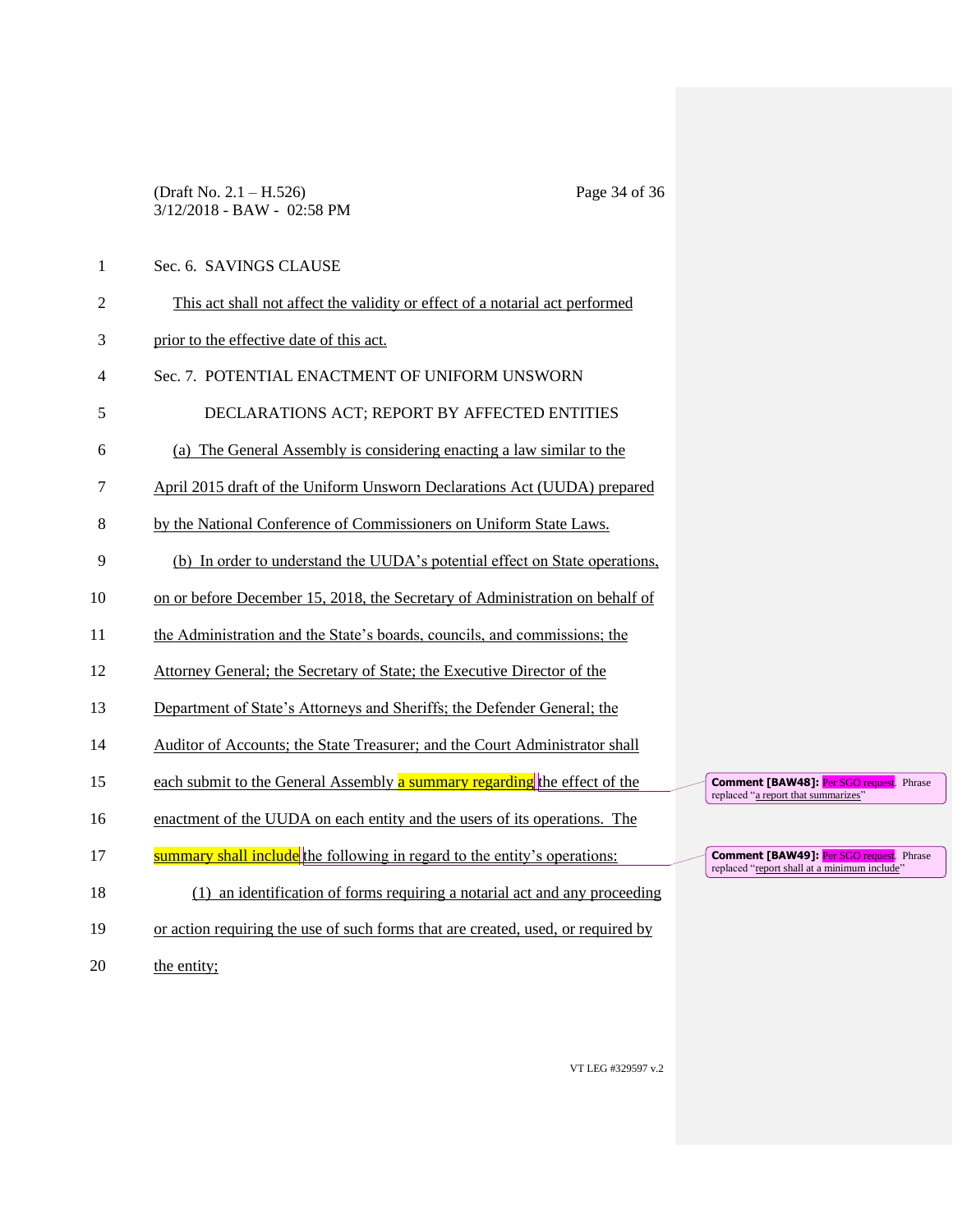Sec. 6. SAVINGS CLAUSE

This act shall not affect the validity or effect of a notarial act performed prior to the effective date of this act.

Sec. 7. POTENTIAL ENACTMENT OF UNIFORM UNSWORN DECLARATIONS ACT; REPORT BY AFFECTED ENTITIES

(a) The General Assembly is considering enacting a law similar to the April 2015 draft of the Uniform Unsworn Declarations Act (UUDA) prepared by the National Conference of Commissioners on Uniform State Laws.

(b) In order to understand the UUDA's potential effect on State operations, on or before December 15, 2018, the Secretary of Administration on behalf of the Administration and the State's boards, councils, and commissions; the Attorney General; the Secretary of State; the Executive Director of the Department of State's Attorneys and Sheriffs; the Defender General; the Auditor of Accounts; the State Treasurer; and the Court Administrator shall each submit to the General Assembly a summary regarding the effect of the enactment of the UUDA on each entity and the users of its operations. The summary shall include the following in regard to the entity's operations:

(1) an identification of forms requiring a notarial act and any proceeding or action requiring the use of such forms that are created, used, or required by the entity;

**Comment [BAW48]:** Per SGO request. Phrase replaced "a report that summarizes"

**Comment [BAW49]:** Per SGO request. Phrase replaced "report shall at a minimum include"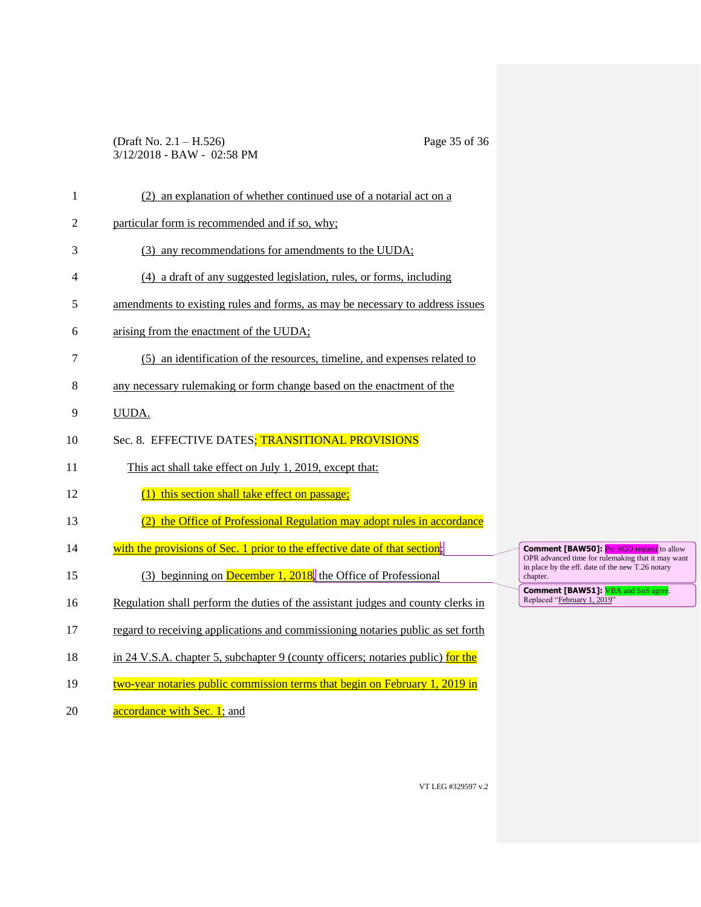(2) an explanation of whether continued use of a notarial act on a particular form is recommended and if so, why;

(3) any recommendations for amendments to the UUDA;

(4) a draft of any suggested legislation, rules, or forms, including amendments to existing rules and forms, as may be necessary to address issues arising from the enactment of the UUDA;

(5) an identification of the resources, timeline, and expenses related to any necessary rulemaking or form change based on the enactment of the UUDA.

Sec. 8. EFFECTIVE DATES; TRANSITIONAL PROVISIONS

This act shall take effect on July 1, 2019, except that:

(1) this section shall take effect on passage;

(2) the Office of Professional Regulation may adopt rules in accordance with the provisions of Sec. 1 prior to the effective date of that section;

(3) beginning on December 1, 2018, the Office of Professional Regulation shall perform the duties of the assistant judges and county clerks in regard to receiving applications and commissioning notaries public as set forth in 24 V.S.A. chapter 5, subchapter 9 (county officers; notaries public) for the two-year notaries public commission terms that begin on February 1, 2019 in accordance with Sec. 1; and

**Comment [BAW50]:** Per SGO request to allow OPR advanced time for rulemaking that it may want in place by the eff. date of the new T.26 notary chapter.

**Comment [BAW51]:** VBA and SoS agree. Replaced "February 1, 2019"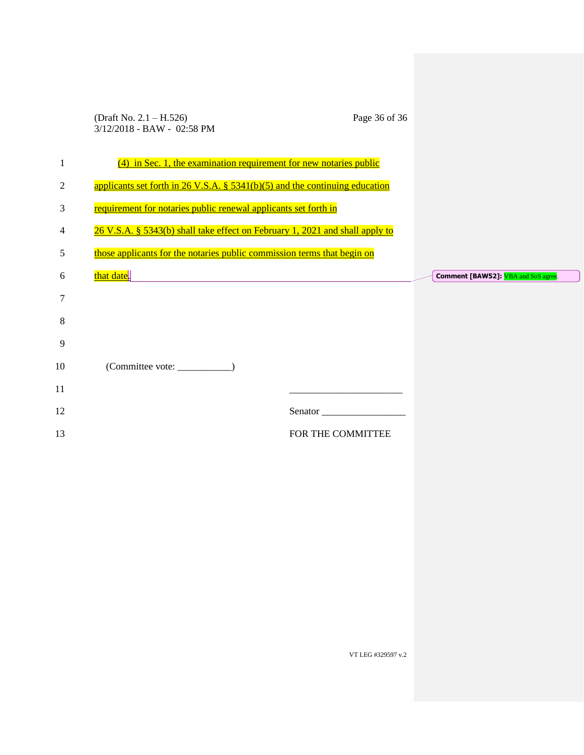(4) in Sec. 1, the examination requirement for new notaries public applicants set forth in 26 V.S.A. § 5341(b)(5) and the continuing education requirement for notaries public renewal applicants set forth in 26 V.S.A. § 5343(b) shall take effect on February 1, 2021 and shall apply to those applicants for the notaries public commission terms that begin on that date.

**Comment [BAW52]:** VBA and SoS agree.

(Committee vote: ___________)

_______________________

Senator _________________

FOR THE COMMITTEE